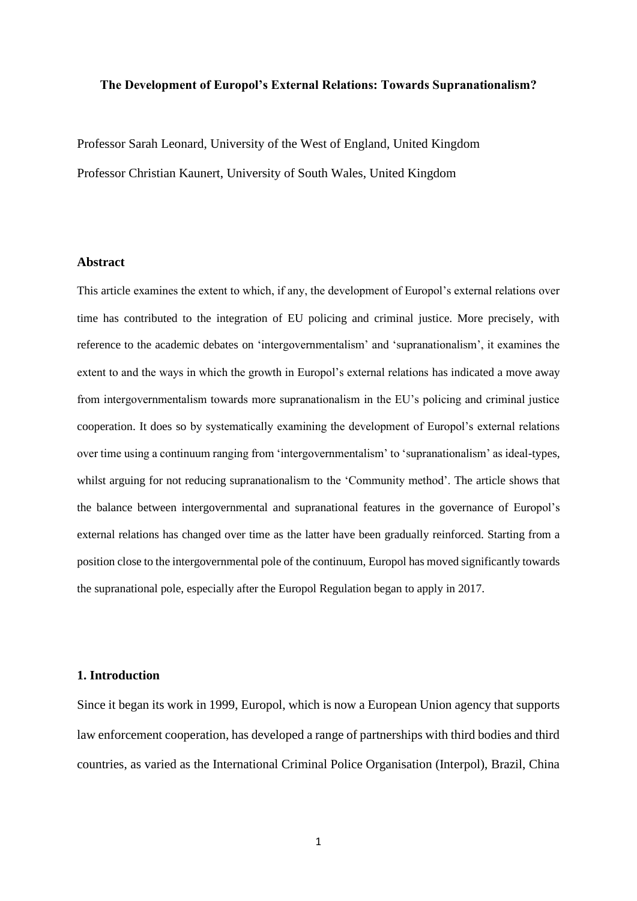**The Development of Europol's External Relations: Towards Supranationalism?**

Professor Sarah Leonard, University of the West of England, United Kingdom

Professor Christian Kaunert, University of South Wales, United Kingdom

### Abstract

This article examines the extent to which, if any, the development of Europol's external relations over time has contributed to the integration of EU policing and criminal justice. More precisely, with reference to the academic debates on 'intergovernmentalism' and 'supranationalism', it examines the extent to and the ways in which the growth in Europol's external relations has indicated a move away from intergovernmentalism towards more supranationalism in the EU's policing and criminal justice cooperation. It does so by systematically examining the development of Europol's external relations over time using a continuum ranging from 'intergovernmentalism' to 'supranationalism' as ideal-types, whilst arguing for not reducing supranationalism to the 'Community method'. The article shows that the balance between intergovernmental and supranational features in the governance of Europol's external relations has changed over time as the latter have been gradually reinforced. Starting from a position close to the intergovernmental pole of the continuum, Europol has moved significantly towards the supranational pole, especially after the Europol Regulation began to apply in 2017.

## 1. Introduction

Since it began its work in 1999, Europol, which is now a European Union agency that supports law enforcement cooperation, has developed a range of partnerships with third bodies and third countries, as varied as the International Criminal Police Organisation (Interpol), Brazil, China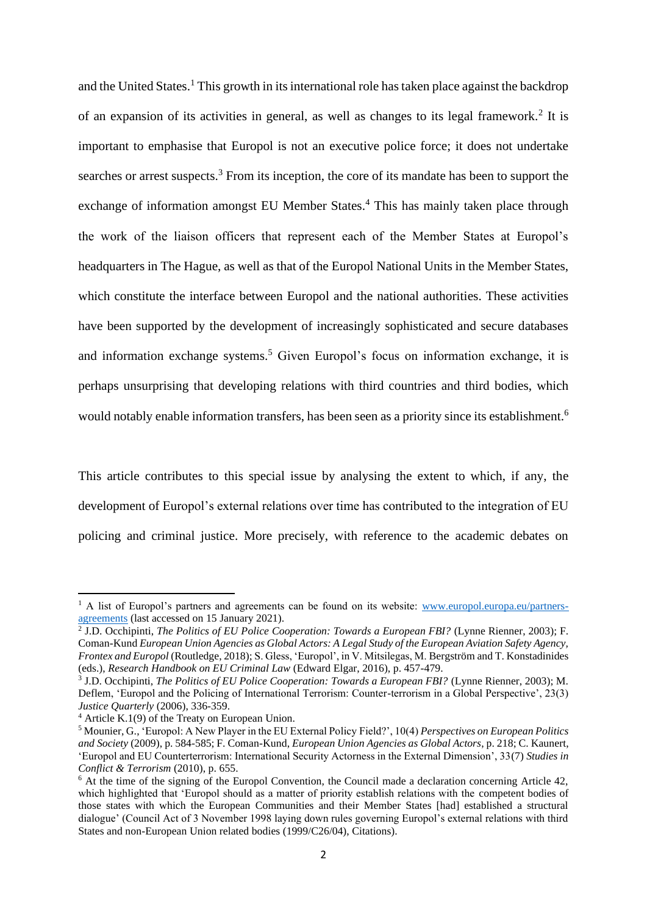and the United States.[1] This growth in its international role has taken place against the backdrop of an expansion of its activities in general, as well as changes to its legal framework.[2] It is important to emphasise that Europol is not an executive police force; it does not undertake searches or arrest suspects.[3] From its inception, the core of its mandate has been to support the exchange of information amongst EU Member States.[4] This has mainly taken place through the work of the liaison officers that represent each of the Member States at Europol's headquarters in The Hague, as well as that of the Europol National Units in the Member States, which constitute the interface between Europol and the national authorities. These activities have been supported by the development of increasingly sophisticated and secure databases and information exchange systems.[5] Given Europol's focus on information exchange, it is perhaps unsurprising that developing relations with third countries and third bodies, which would notably enable information transfers, has been seen as a priority since its establishment.[6]

This article contributes to this special issue by analysing the extent to which, if any, the development of Europol's external relations over time has contributed to the integration of EU policing and criminal justice. More precisely, with reference to the academic debates on

---

[1] A list of Europol's partners and agreements can be found on its website: www.europol.europa.eu/partners-agreements (last accessed on 15 January 2021).

[2] J.D. Occhipinti, *The Politics of EU Police Cooperation: Towards a European FBI?* (Lynne Rienner, 2003); F. Coman-Kund *European Union Agencies as Global Actors: A Legal Study of the European Aviation Safety Agency, Frontex and Europol* (Routledge, 2018); S. Gless, 'Europol', in V. Mitsilegas, M. Bergström and T. Konstadinides (eds.), *Research Handbook on EU Criminal Law* (Edward Elgar, 2016), p. 457-479.

[3] J.D. Occhipinti, *The Politics of EU Police Cooperation: Towards a European FBI?* (Lynne Rienner, 2003); M. Deflem, 'Europol and the Policing of International Terrorism: Counter-terrorism in a Global Perspective', 23(3) *Justice Quarterly* (2006), 336-359.

[4] Article K.1(9) of the Treaty on European Union.

[5] Mounier, G., 'Europol: A New Player in the EU External Policy Field?', 10(4) *Perspectives on European Politics and Society* (2009), p. 584-585; F. Coman-Kund, *European Union Agencies as Global Actors*, p. 218; C. Kaunert, 'Europol and EU Counterterrorism: International Security Actorness in the External Dimension', 33(7) *Studies in Conflict & Terrorism* (2010), p. 655.

[6] At the time of the signing of the Europol Convention, the Council made a declaration concerning Article 42, which highlighted that 'Europol should as a matter of priority establish relations with the competent bodies of those states with which the European Communities and their Member States [had] established a structural dialogue' (Council Act of 3 November 1998 laying down rules governing Europol's external relations with third States and non-European Union related bodies (1999/C26/04), Citations).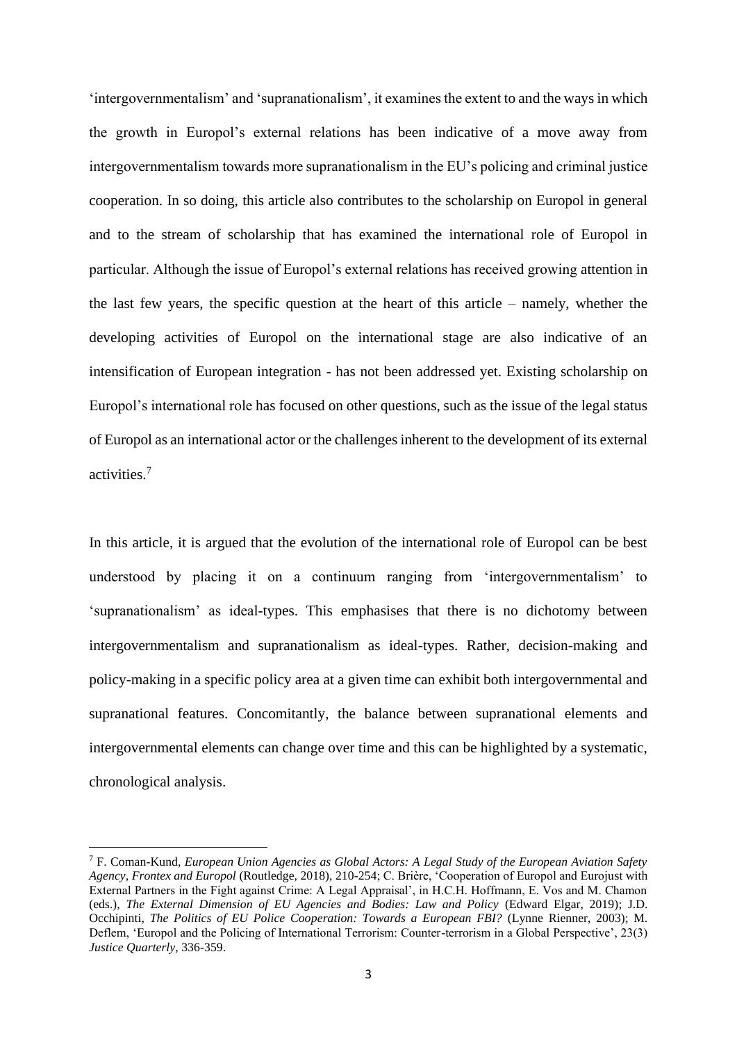'intergovernmentalism' and 'supranationalism', it examines the extent to and the ways in which the growth in Europol's external relations has been indicative of a move away from intergovernmentalism towards more supranationalism in the EU's policing and criminal justice cooperation. In so doing, this article also contributes to the scholarship on Europol in general and to the stream of scholarship that has examined the international role of Europol in particular. Although the issue of Europol's external relations has received growing attention in the last few years, the specific question at the heart of this article – namely, whether the developing activities of Europol on the international stage are also indicative of an intensification of European integration - has not been addressed yet. Existing scholarship on Europol's international role has focused on other questions, such as the issue of the legal status of Europol as an international actor or the challenges inherent to the development of its external activities.[7]

In this article, it is argued that the evolution of the international role of Europol can be best understood by placing it on a continuum ranging from 'intergovernmentalism' to 'supranationalism' as ideal-types. This emphasises that there is no dichotomy between intergovernmentalism and supranationalism as ideal-types. Rather, decision-making and policy-making in a specific policy area at a given time can exhibit both intergovernmental and supranational features. Concomitantly, the balance between supranational elements and intergovernmental elements can change over time and this can be highlighted by a systematic, chronological analysis.

[7] F. Coman-Kund, *European Union Agencies as Global Actors: A Legal Study of the European Aviation Safety Agency, Frontex and Europol* (Routledge, 2018), 210-254; C. Brière, 'Cooperation of Europol and Eurojust with External Partners in the Fight against Crime: A Legal Appraisal', in H.C.H. Hoffmann, E. Vos and M. Chamon (eds.), *The External Dimension of EU Agencies and Bodies: Law and Policy* (Edward Elgar, 2019); J.D. Occhipinti, *The Politics of EU Police Cooperation: Towards a European FBI?* (Lynne Rienner, 2003); M. Deflem, 'Europol and the Policing of International Terrorism: Counter-terrorism in a Global Perspective', 23(3) *Justice Quarterly*, 336-359.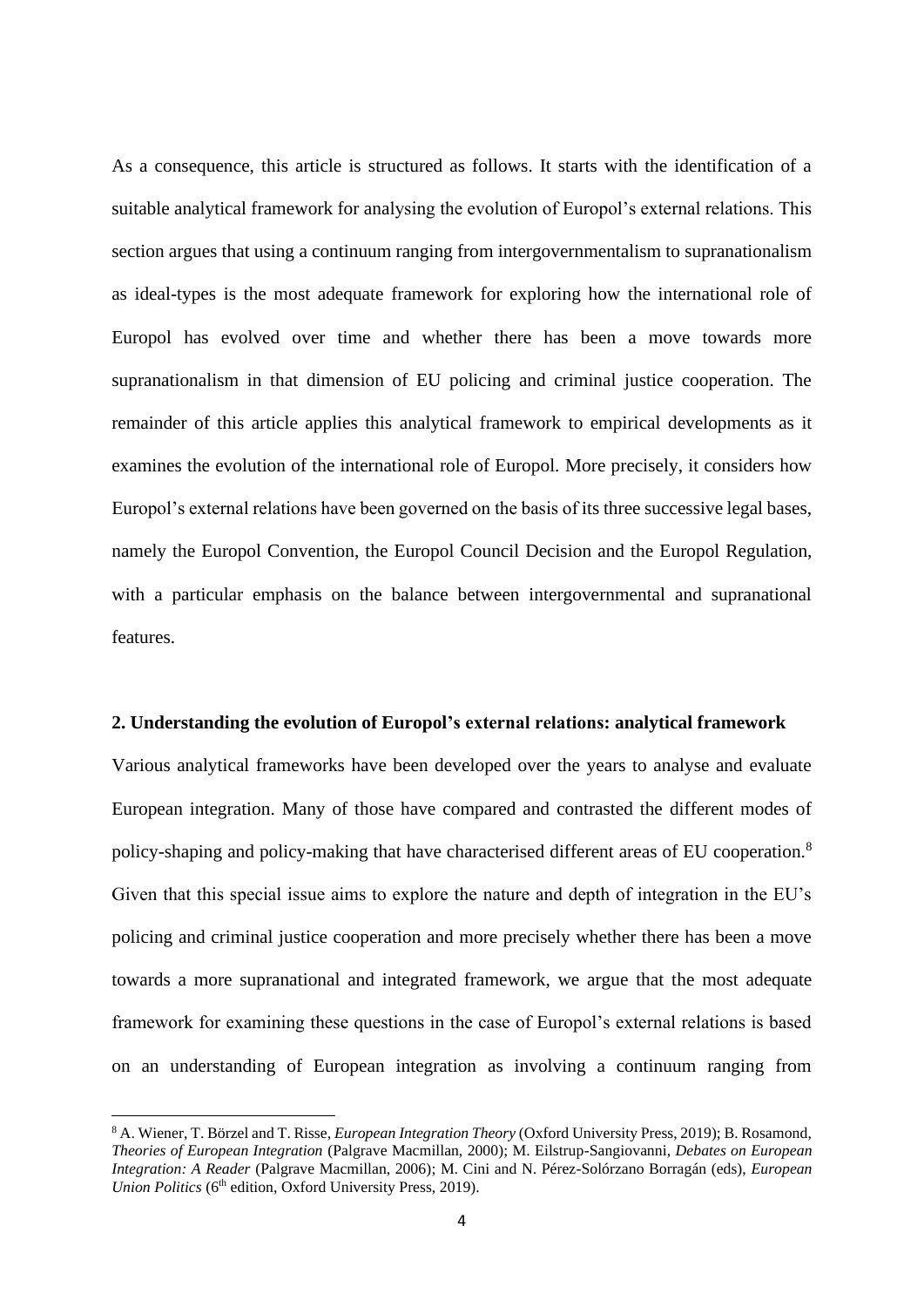As a consequence, this article is structured as follows. It starts with the identification of a suitable analytical framework for analysing the evolution of Europol's external relations. This section argues that using a continuum ranging from intergovernmentalism to supranationalism as ideal-types is the most adequate framework for exploring how the international role of Europol has evolved over time and whether there has been a move towards more supranationalism in that dimension of EU policing and criminal justice cooperation. The remainder of this article applies this analytical framework to empirical developments as it examines the evolution of the international role of Europol. More precisely, it considers how Europol's external relations have been governed on the basis of its three successive legal bases, namely the Europol Convention, the Europol Council Decision and the Europol Regulation, with a particular emphasis on the balance between intergovernmental and supranational features.

## 2. Understanding the evolution of Europol's external relations: analytical framework

Various analytical frameworks have been developed over the years to analyse and evaluate European integration. Many of those have compared and contrasted the different modes of policy-shaping and policy-making that have characterised different areas of EU cooperation.[8] Given that this special issue aims to explore the nature and depth of integration in the EU's policing and criminal justice cooperation and more precisely whether there has been a move towards a more supranational and integrated framework, we argue that the most adequate framework for examining these questions in the case of Europol's external relations is based on an understanding of European integration as involving a continuum ranging from

[8] A. Wiener, T. Börzel and T. Risse, *European Integration Theory* (Oxford University Press, 2019); B. Rosamond, *Theories of European Integration* (Palgrave Macmillan, 2000); M. Eilstrup-Sangiovanni, *Debates on European Integration: A Reader* (Palgrave Macmillan, 2006); M. Cini and N. Pérez-Solórzano Borragán (eds), *European Union Politics* (6th edition, Oxford University Press, 2019).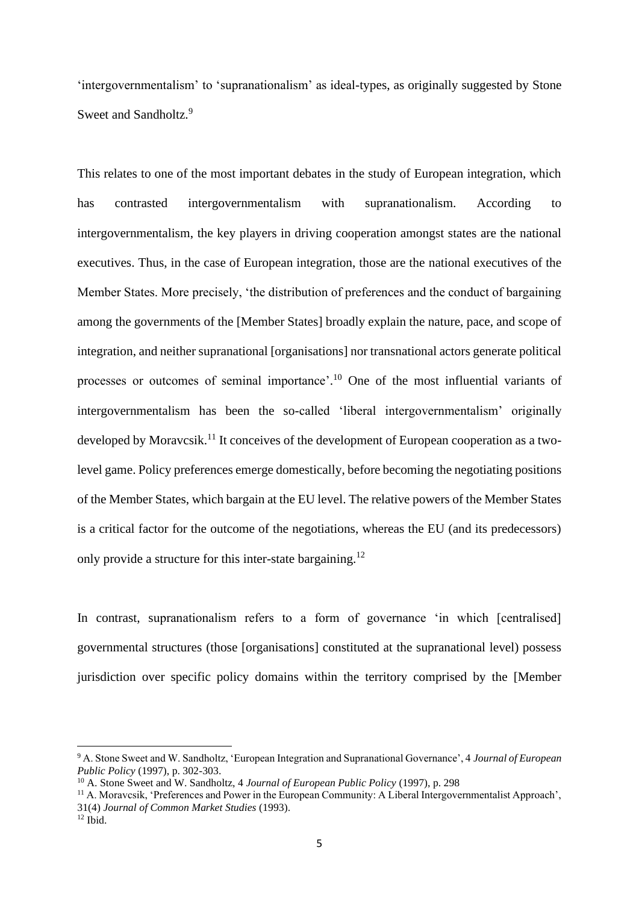'intergovernmentalism' to 'supranationalism' as ideal-types, as originally suggested by Stone Sweet and Sandholtz.[9]

This relates to one of the most important debates in the study of European integration, which has contrasted intergovernmentalism with supranationalism. According to intergovernmentalism, the key players in driving cooperation amongst states are the national executives. Thus, in the case of European integration, those are the national executives of the Member States. More precisely, 'the distribution of preferences and the conduct of bargaining among the governments of the [Member States] broadly explain the nature, pace, and scope of integration, and neither supranational [organisations] nor transnational actors generate political processes or outcomes of seminal importance'.[10] One of the most influential variants of intergovernmentalism has been the so-called 'liberal intergovernmentalism' originally developed by Moravcsik.[11] It conceives of the development of European cooperation as a two-level game. Policy preferences emerge domestically, before becoming the negotiating positions of the Member States, which bargain at the EU level. The relative powers of the Member States is a critical factor for the outcome of the negotiations, whereas the EU (and its predecessors) only provide a structure for this inter-state bargaining.[12]

In contrast, supranationalism refers to a form of governance 'in which [centralised] governmental structures (those [organisations] constituted at the supranational level) possess jurisdiction over specific policy domains within the territory comprised by the [Member

---

[9] A. Stone Sweet and W. Sandholtz, 'European Integration and Supranational Governance', 4 *Journal of European Public Policy* (1997), p. 302-303.

[10] A. Stone Sweet and W. Sandholtz, 4 *Journal of European Public Policy* (1997), p. 298

[11] A. Moravcsik, 'Preferences and Power in the European Community: A Liberal Intergovernmentalist Approach', 31(4) *Journal of Common Market Studies* (1993).

[12] Ibid.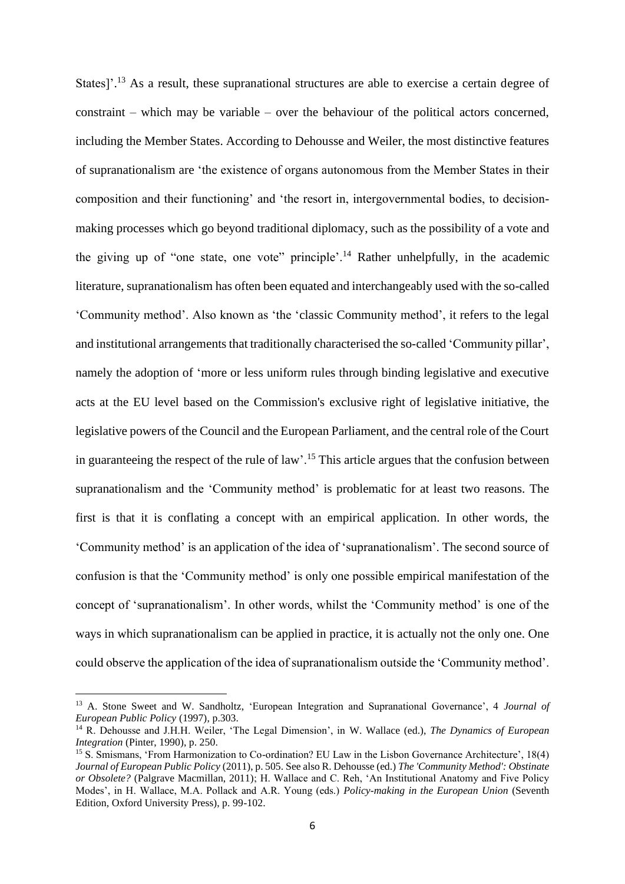States]'.[13] As a result, these supranational structures are able to exercise a certain degree of constraint – which may be variable – over the behaviour of the political actors concerned, including the Member States. According to Dehousse and Weiler, the most distinctive features of supranationalism are 'the existence of organs autonomous from the Member States in their composition and their functioning' and 'the resort in, intergovernmental bodies, to decision-making processes which go beyond traditional diplomacy, such as the possibility of a vote and the giving up of "one state, one vote" principle'.[14] Rather unhelpfully, in the academic literature, supranationalism has often been equated and interchangeably used with the so-called 'Community method'. Also known as 'the 'classic Community method', it refers to the legal and institutional arrangements that traditionally characterised the so-called 'Community pillar', namely the adoption of 'more or less uniform rules through binding legislative and executive acts at the EU level based on the Commission's exclusive right of legislative initiative, the legislative powers of the Council and the European Parliament, and the central role of the Court in guaranteeing the respect of the rule of law'.[15] This article argues that the confusion between supranationalism and the 'Community method' is problematic for at least two reasons. The first is that it is conflating a concept with an empirical application. In other words, the 'Community method' is an application of the idea of 'supranationalism'. The second source of confusion is that the 'Community method' is only one possible empirical manifestation of the concept of 'supranationalism'. In other words, whilst the 'Community method' is one of the ways in which supranationalism can be applied in practice, it is actually not the only one. One could observe the application of the idea of supranationalism outside the 'Community method'.

---

[13] A. Stone Sweet and W. Sandholtz, 'European Integration and Supranational Governance', 4 *Journal of European Public Policy* (1997), p.303.

[14] R. Dehousse and J.H.H. Weiler, 'The Legal Dimension', in W. Wallace (ed.), *The Dynamics of European Integration* (Pinter, 1990), p. 250.

[15] S. Smismans, 'From Harmonization to Co-ordination? EU Law in the Lisbon Governance Architecture', 18(4) *Journal of European Public Policy* (2011), p. 505. See also R. Dehousse (ed.) *The 'Community Method': Obstinate or Obsolete?* (Palgrave Macmillan, 2011); H. Wallace and C. Reh, 'An Institutional Anatomy and Five Policy Modes', in H. Wallace, M.A. Pollack and A.R. Young (eds.) *Policy-making in the European Union* (Seventh Edition, Oxford University Press), p. 99-102.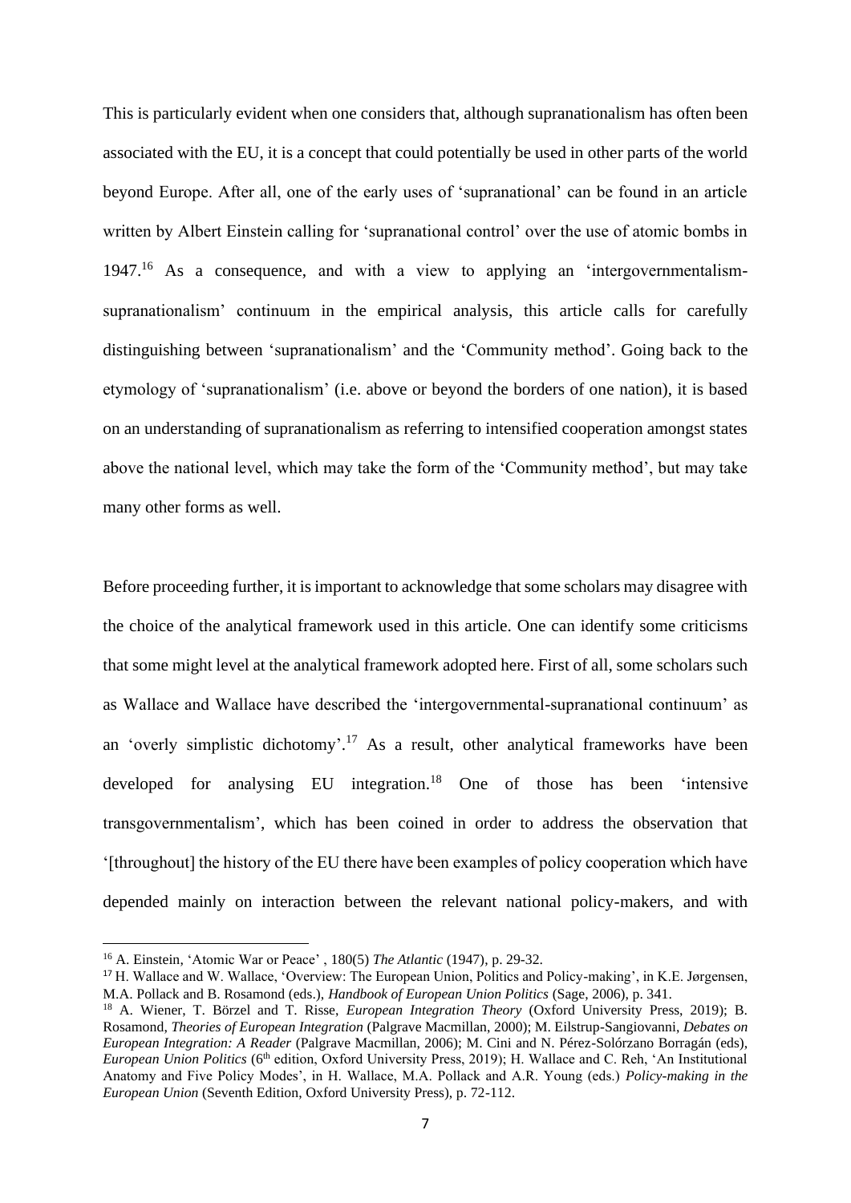This is particularly evident when one considers that, although supranationalism has often been associated with the EU, it is a concept that could potentially be used in other parts of the world beyond Europe. After all, one of the early uses of 'supranational' can be found in an article written by Albert Einstein calling for 'supranational control' over the use of atomic bombs in 1947.[16] As a consequence, and with a view to applying an 'intergovernmentalism-supranationalism' continuum in the empirical analysis, this article calls for carefully distinguishing between 'supranationalism' and the 'Community method'. Going back to the etymology of 'supranationalism' (i.e. above or beyond the borders of one nation), it is based on an understanding of supranationalism as referring to intensified cooperation amongst states above the national level, which may take the form of the 'Community method', but may take many other forms as well.

Before proceeding further, it is important to acknowledge that some scholars may disagree with the choice of the analytical framework used in this article. One can identify some criticisms that some might level at the analytical framework adopted here. First of all, some scholars such as Wallace and Wallace have described the 'intergovernmental-supranational continuum' as an 'overly simplistic dichotomy'.[17] As a result, other analytical frameworks have been developed for analysing EU integration.[18] One of those has been 'intensive transgovernmentalism', which has been coined in order to address the observation that '[throughout] the history of the EU there have been examples of policy cooperation which have depended mainly on interaction between the relevant national policy-makers, and with

---

[16] A. Einstein, 'Atomic War or Peace' , 180(5) *The Atlantic* (1947), p. 29-32.

[17] H. Wallace and W. Wallace, 'Overview: The European Union, Politics and Policy-making', in K.E. Jørgensen, M.A. Pollack and B. Rosamond (eds.), *Handbook of European Union Politics* (Sage, 2006), p. 341.

[18] A. Wiener, T. Börzel and T. Risse, *European Integration Theory* (Oxford University Press, 2019); B. Rosamond, *Theories of European Integration* (Palgrave Macmillan, 2000); M. Eilstrup-Sangiovanni, *Debates on European Integration: A Reader* (Palgrave Macmillan, 2006); M. Cini and N. Pérez-Solórzano Borragán (eds), *European Union Politics* (6th edition, Oxford University Press, 2019); H. Wallace and C. Reh, 'An Institutional Anatomy and Five Policy Modes', in H. Wallace, M.A. Pollack and A.R. Young (eds.) *Policy-making in the European Union* (Seventh Edition, Oxford University Press), p. 72-112.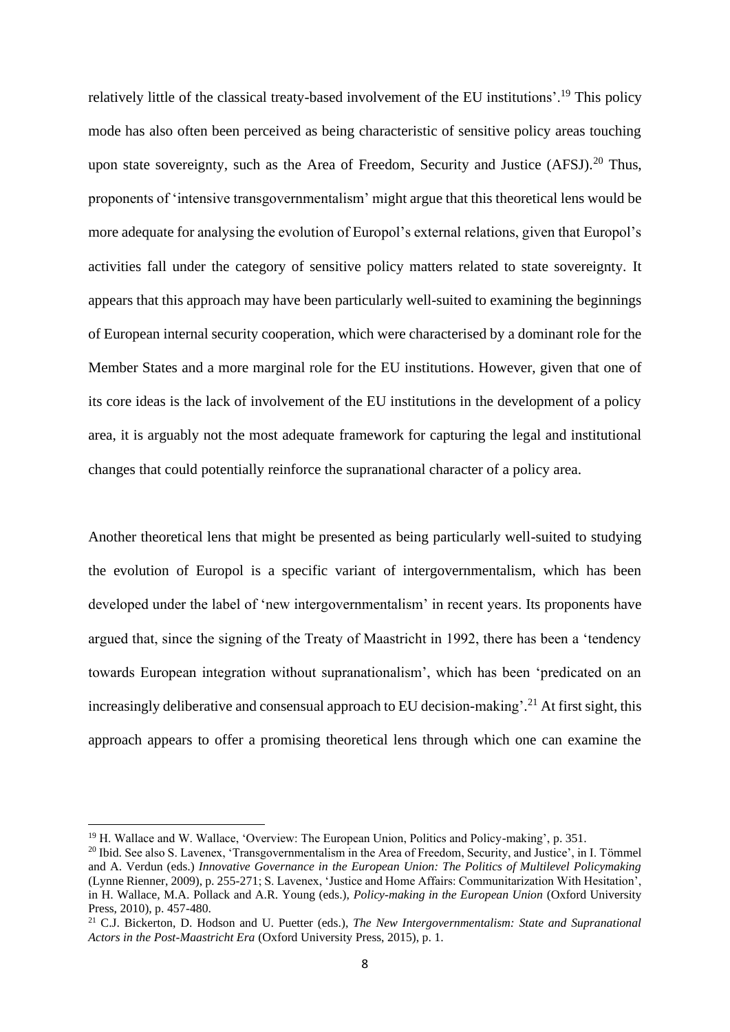relatively little of the classical treaty-based involvement of the EU institutions'.[19] This policy mode has also often been perceived as being characteristic of sensitive policy areas touching upon state sovereignty, such as the Area of Freedom, Security and Justice (AFSJ).[20] Thus, proponents of 'intensive transgovernmentalism' might argue that this theoretical lens would be more adequate for analysing the evolution of Europol's external relations, given that Europol's activities fall under the category of sensitive policy matters related to state sovereignty. It appears that this approach may have been particularly well-suited to examining the beginnings of European internal security cooperation, which were characterised by a dominant role for the Member States and a more marginal role for the EU institutions. However, given that one of its core ideas is the lack of involvement of the EU institutions in the development of a policy area, it is arguably not the most adequate framework for capturing the legal and institutional changes that could potentially reinforce the supranational character of a policy area.

Another theoretical lens that might be presented as being particularly well-suited to studying the evolution of Europol is a specific variant of intergovernmentalism, which has been developed under the label of 'new intergovernmentalism' in recent years. Its proponents have argued that, since the signing of the Treaty of Maastricht in 1992, there has been a 'tendency towards European integration without supranationalism', which has been 'predicated on an increasingly deliberative and consensual approach to EU decision-making'.[21] At first sight, this approach appears to offer a promising theoretical lens through which one can examine the

---

[19] H. Wallace and W. Wallace, 'Overview: The European Union, Politics and Policy-making', p. 351.

[20] Ibid. See also S. Lavenex, 'Transgovernmentalism in the Area of Freedom, Security, and Justice', in I. Tömmel and A. Verdun (eds.) *Innovative Governance in the European Union: The Politics of Multilevel Policymaking* (Lynne Rienner, 2009), p. 255-271; S. Lavenex, 'Justice and Home Affairs: Communitarization With Hesitation', in H. Wallace, M.A. Pollack and A.R. Young (eds.), *Policy-making in the European Union* (Oxford University Press, 2010), p. 457-480.

[21] C.J. Bickerton, D. Hodson and U. Puetter (eds.), *The New Intergovernmentalism: State and Supranational Actors in the Post-Maastricht Era* (Oxford University Press, 2015), p. 1.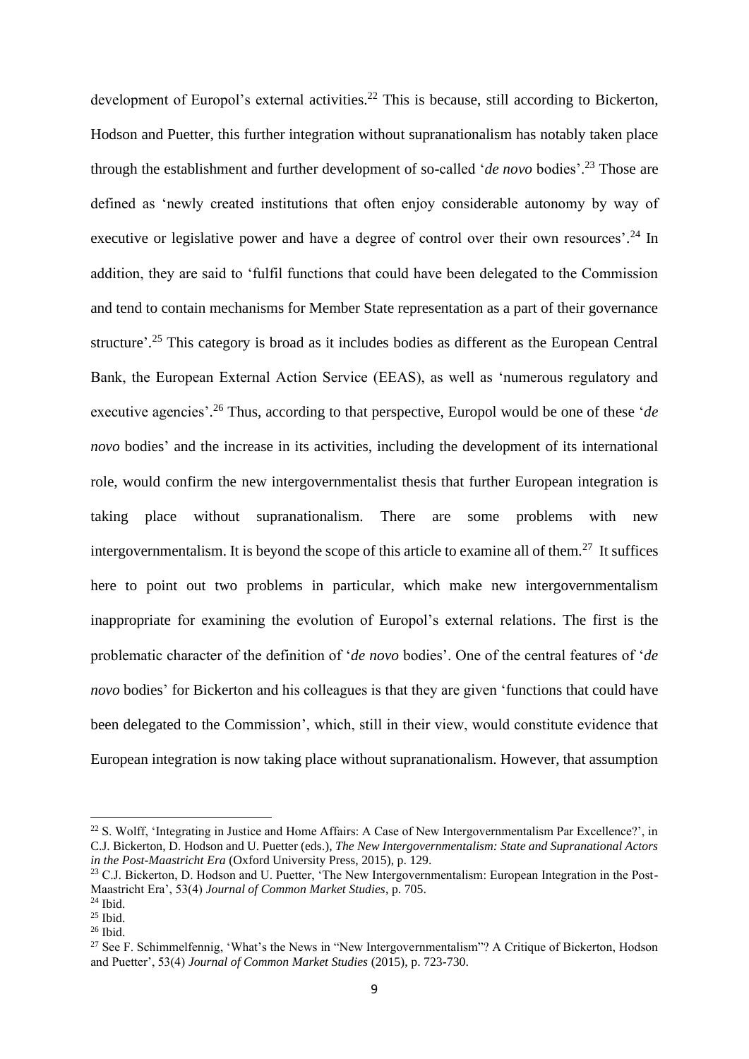development of Europol's external activities.[22] This is because, still according to Bickerton, Hodson and Puetter, this further integration without supranationalism has notably taken place through the establishment and further development of so-called '*de novo* bodies'.[23] Those are defined as 'newly created institutions that often enjoy considerable autonomy by way of executive or legislative power and have a degree of control over their own resources'.[24] In addition, they are said to 'fulfil functions that could have been delegated to the Commission and tend to contain mechanisms for Member State representation as a part of their governance structure'.[25] This category is broad as it includes bodies as different as the European Central Bank, the European External Action Service (EEAS), as well as 'numerous regulatory and executive agencies'.[26] Thus, according to that perspective, Europol would be one of these '*de novo* bodies' and the increase in its activities, including the development of its international role, would confirm the new intergovernmentalist thesis that further European integration is taking place without supranationalism. There are some problems with new intergovernmentalism. It is beyond the scope of this article to examine all of them.[27] It suffices here to point out two problems in particular, which make new intergovernmentalism inappropriate for examining the evolution of Europol's external relations. The first is the problematic character of the definition of '*de novo* bodies'. One of the central features of '*de novo* bodies' for Bickerton and his colleagues is that they are given 'functions that could have been delegated to the Commission', which, still in their view, would constitute evidence that European integration is now taking place without supranationalism. However, that assumption

[22] S. Wolff, 'Integrating in Justice and Home Affairs: A Case of New Intergovernmentalism Par Excellence?', in C.J. Bickerton, D. Hodson and U. Puetter (eds.), *The New Intergovernmentalism: State and Supranational Actors in the Post-Maastricht Era* (Oxford University Press, 2015), p. 129.

[23] C.J. Bickerton, D. Hodson and U. Puetter, 'The New Intergovernmentalism: European Integration in the Post-Maastricht Era', 53(4) *Journal of Common Market Studies*, p. 705.

[24] Ibid.

[25] Ibid.

[26] Ibid.

[27] See F. Schimmelfennig, 'What's the News in "New Intergovernmentalism"? A Critique of Bickerton, Hodson and Puetter', 53(4) *Journal of Common Market Studies* (2015), p. 723-730.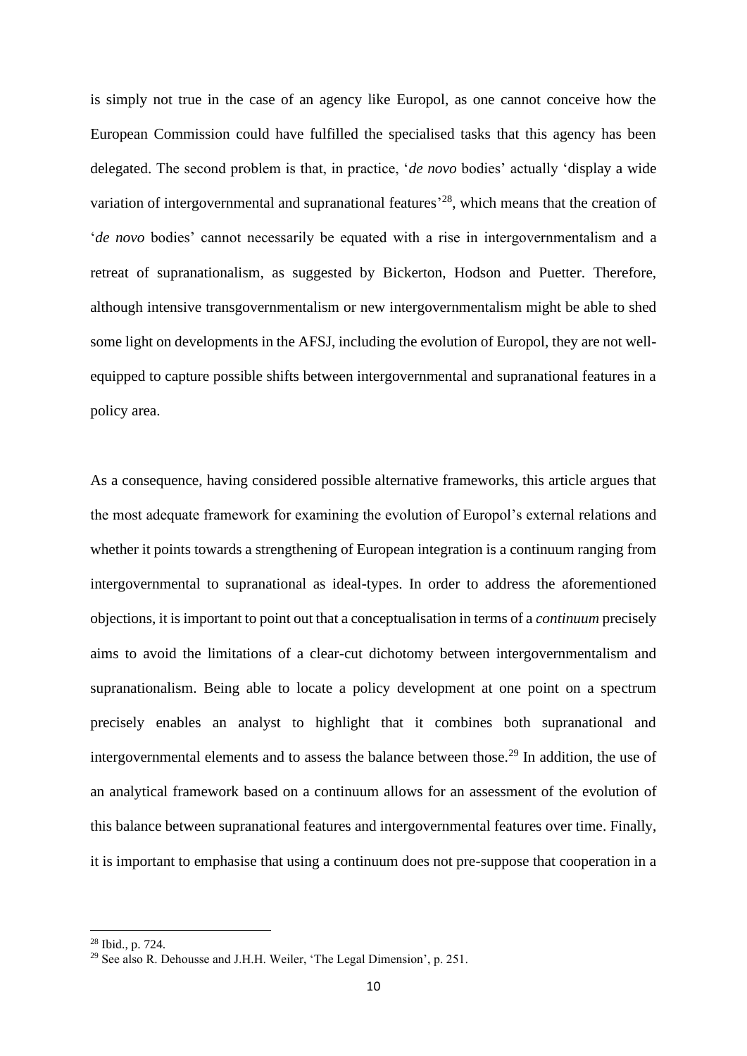is simply not true in the case of an agency like Europol, as one cannot conceive how the European Commission could have fulfilled the specialised tasks that this agency has been delegated. The second problem is that, in practice, '*de novo* bodies' actually 'display a wide variation of intergovernmental and supranational features'[28], which means that the creation of '*de novo* bodies' cannot necessarily be equated with a rise in intergovernmentalism and a retreat of supranationalism, as suggested by Bickerton, Hodson and Puetter. Therefore, although intensive transgovernmentalism or new intergovernmentalism might be able to shed some light on developments in the AFSJ, including the evolution of Europol, they are not well-equipped to capture possible shifts between intergovernmental and supranational features in a policy area.

As a consequence, having considered possible alternative frameworks, this article argues that the most adequate framework for examining the evolution of Europol's external relations and whether it points towards a strengthening of European integration is a continuum ranging from intergovernmental to supranational as ideal-types. In order to address the aforementioned objections, it is important to point out that a conceptualisation in terms of a *continuum* precisely aims to avoid the limitations of a clear-cut dichotomy between intergovernmentalism and supranationalism. Being able to locate a policy development at one point on a spectrum precisely enables an analyst to highlight that it combines both supranational and intergovernmental elements and to assess the balance between those.[29] In addition, the use of an analytical framework based on a continuum allows for an assessment of the evolution of this balance between supranational features and intergovernmental features over time. Finally, it is important to emphasise that using a continuum does not pre-suppose that cooperation in a

[28] Ibid., p. 724.

[29] See also R. Dehousse and J.H.H. Weiler, 'The Legal Dimension', p. 251.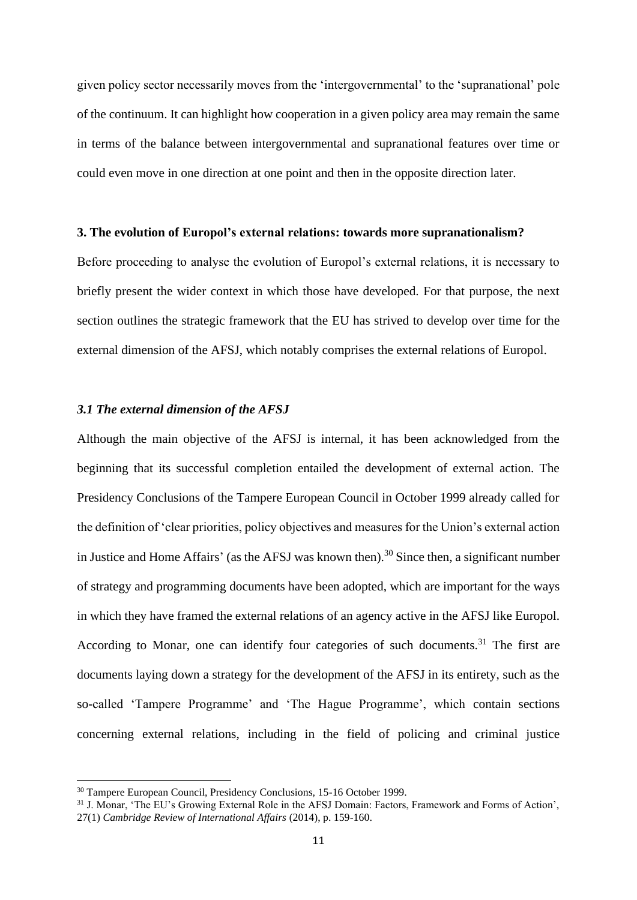given policy sector necessarily moves from the 'intergovernmental' to the 'supranational' pole of the continuum. It can highlight how cooperation in a given policy area may remain the same in terms of the balance between intergovernmental and supranational features over time or could even move in one direction at one point and then in the opposite direction later.

## 3. The evolution of Europol's external relations: towards more supranationalism?

Before proceeding to analyse the evolution of Europol's external relations, it is necessary to briefly present the wider context in which those have developed. For that purpose, the next section outlines the strategic framework that the EU has strived to develop over time for the external dimension of the AFSJ, which notably comprises the external relations of Europol.

### *3.1 The external dimension of the AFSJ*

Although the main objective of the AFSJ is internal, it has been acknowledged from the beginning that its successful completion entailed the development of external action. The Presidency Conclusions of the Tampere European Council in October 1999 already called for the definition of 'clear priorities, policy objectives and measures for the Union's external action in Justice and Home Affairs' (as the AFSJ was known then).[30] Since then, a significant number of strategy and programming documents have been adopted, which are important for the ways in which they have framed the external relations of an agency active in the AFSJ like Europol. According to Monar, one can identify four categories of such documents.[31] The first are documents laying down a strategy for the development of the AFSJ in its entirety, such as the so-called 'Tampere Programme' and 'The Hague Programme', which contain sections concerning external relations, including in the field of policing and criminal justice

---

[30] Tampere European Council, Presidency Conclusions, 15-16 October 1999.

[31] J. Monar, 'The EU's Growing External Role in the AFSJ Domain: Factors, Framework and Forms of Action', 27(1) *Cambridge Review of International Affairs* (2014), p. 159-160.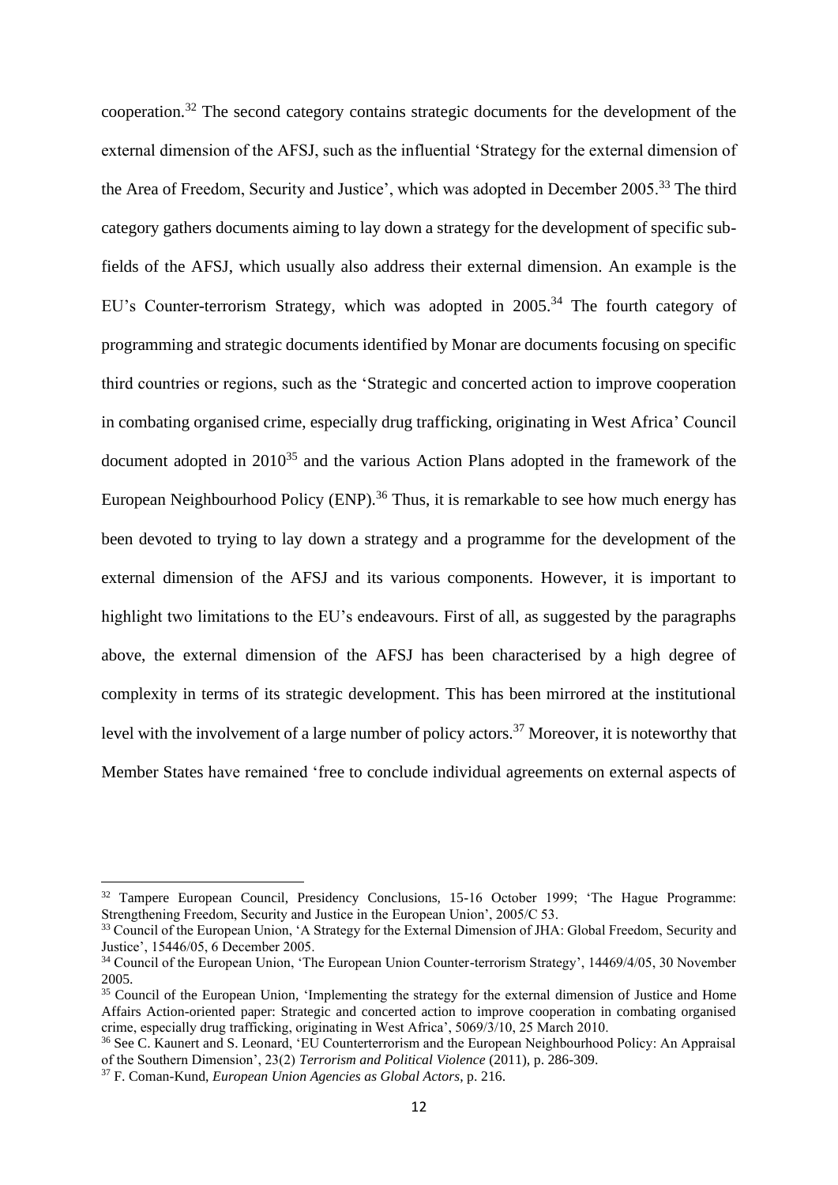cooperation.[32] The second category contains strategic documents for the development of the external dimension of the AFSJ, such as the influential 'Strategy for the external dimension of the Area of Freedom, Security and Justice', which was adopted in December 2005.[33] The third category gathers documents aiming to lay down a strategy for the development of specific sub-fields of the AFSJ, which usually also address their external dimension. An example is the EU's Counter-terrorism Strategy, which was adopted in 2005.[34] The fourth category of programming and strategic documents identified by Monar are documents focusing on specific third countries or regions, such as the 'Strategic and concerted action to improve cooperation in combating organised crime, especially drug trafficking, originating in West Africa' Council document adopted in 2010[35] and the various Action Plans adopted in the framework of the European Neighbourhood Policy (ENP).[36] Thus, it is remarkable to see how much energy has been devoted to trying to lay down a strategy and a programme for the development of the external dimension of the AFSJ and its various components. However, it is important to highlight two limitations to the EU's endeavours. First of all, as suggested by the paragraphs above, the external dimension of the AFSJ has been characterised by a high degree of complexity in terms of its strategic development. This has been mirrored at the institutional level with the involvement of a large number of policy actors.[37] Moreover, it is noteworthy that Member States have remained 'free to conclude individual agreements on external aspects of

---

[32] Tampere European Council, Presidency Conclusions, 15-16 October 1999; 'The Hague Programme: Strengthening Freedom, Security and Justice in the European Union', 2005/C 53.

[33] Council of the European Union, 'A Strategy for the External Dimension of JHA: Global Freedom, Security and Justice', 15446/05, 6 December 2005.

[34] Council of the European Union, 'The European Union Counter-terrorism Strategy', 14469/4/05, 30 November 2005.

[35] Council of the European Union, 'Implementing the strategy for the external dimension of Justice and Home Affairs Action-oriented paper: Strategic and concerted action to improve cooperation in combating organised crime, especially drug trafficking, originating in West Africa', 5069/3/10, 25 March 2010.

[36] See C. Kaunert and S. Leonard, 'EU Counterterrorism and the European Neighbourhood Policy: An Appraisal of the Southern Dimension', 23(2) *Terrorism and Political Violence* (2011), p. 286-309.

[37] F. Coman-Kund, *European Union Agencies as Global Actors*, p. 216.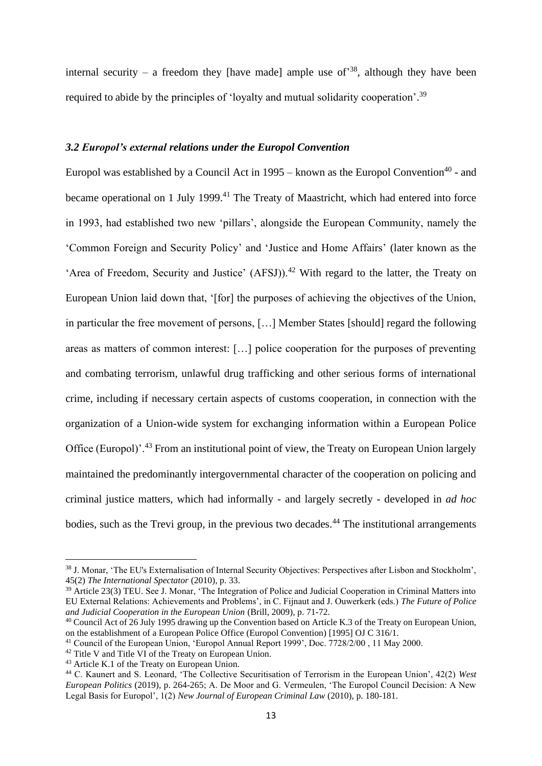internal security – a freedom they [have made] ample use of'[38], although they have been required to abide by the principles of 'loyalty and mutual solidarity cooperation'.[39]

### *3.2 Europol's external relations under the Europol Convention*

Europol was established by a Council Act in 1995 – known as the Europol Convention[40] - and became operational on 1 July 1999.[41] The Treaty of Maastricht, which had entered into force in 1993, had established two new 'pillars', alongside the European Community, namely the 'Common Foreign and Security Policy' and 'Justice and Home Affairs' (later known as the 'Area of Freedom, Security and Justice' (AFSJ)).[42] With regard to the latter, the Treaty on European Union laid down that, '[for] the purposes of achieving the objectives of the Union, in particular the free movement of persons, […] Member States [should] regard the following areas as matters of common interest: […] police cooperation for the purposes of preventing and combating terrorism, unlawful drug trafficking and other serious forms of international crime, including if necessary certain aspects of customs cooperation, in connection with the organization of a Union-wide system for exchanging information within a European Police Office (Europol)'.[43] From an institutional point of view, the Treaty on European Union largely maintained the predominantly intergovernmental character of the cooperation on policing and criminal justice matters, which had informally - and largely secretly - developed in *ad hoc* bodies, such as the Trevi group, in the previous two decades.[44] The institutional arrangements

---

[38] J. Monar, 'The EU's Externalisation of Internal Security Objectives: Perspectives after Lisbon and Stockholm', 45(2) *The International Spectator* (2010), p. 33.

[39] Article 23(3) TEU. See J. Monar, 'The Integration of Police and Judicial Cooperation in Criminal Matters into EU External Relations: Achievements and Problems', in C. Fijnaut and J. Ouwerkerk (eds.) *The Future of Police and Judicial Cooperation in the European Union* (Brill, 2009), p. 71-72.

[40] Council Act of 26 July 1995 drawing up the Convention based on Article K.3 of the Treaty on European Union, on the establishment of a European Police Office (Europol Convention) [1995] OJ C 316/1.

[41] Council of the European Union, 'Europol Annual Report 1999', Doc. 7728/2/00 , 11 May 2000.

[42] Title V and Title VI of the Treaty on European Union.

[43] Article K.1 of the Treaty on European Union.

[44] C. Kaunert and S. Leonard, 'The Collective Securitisation of Terrorism in the European Union', 42(2) *West European Politics* (2019), p. 264-265; A. De Moor and G. Vermeulen, 'The Europol Council Decision: A New Legal Basis for Europol', 1(2) *New Journal of European Criminal Law* (2010), p. 180-181.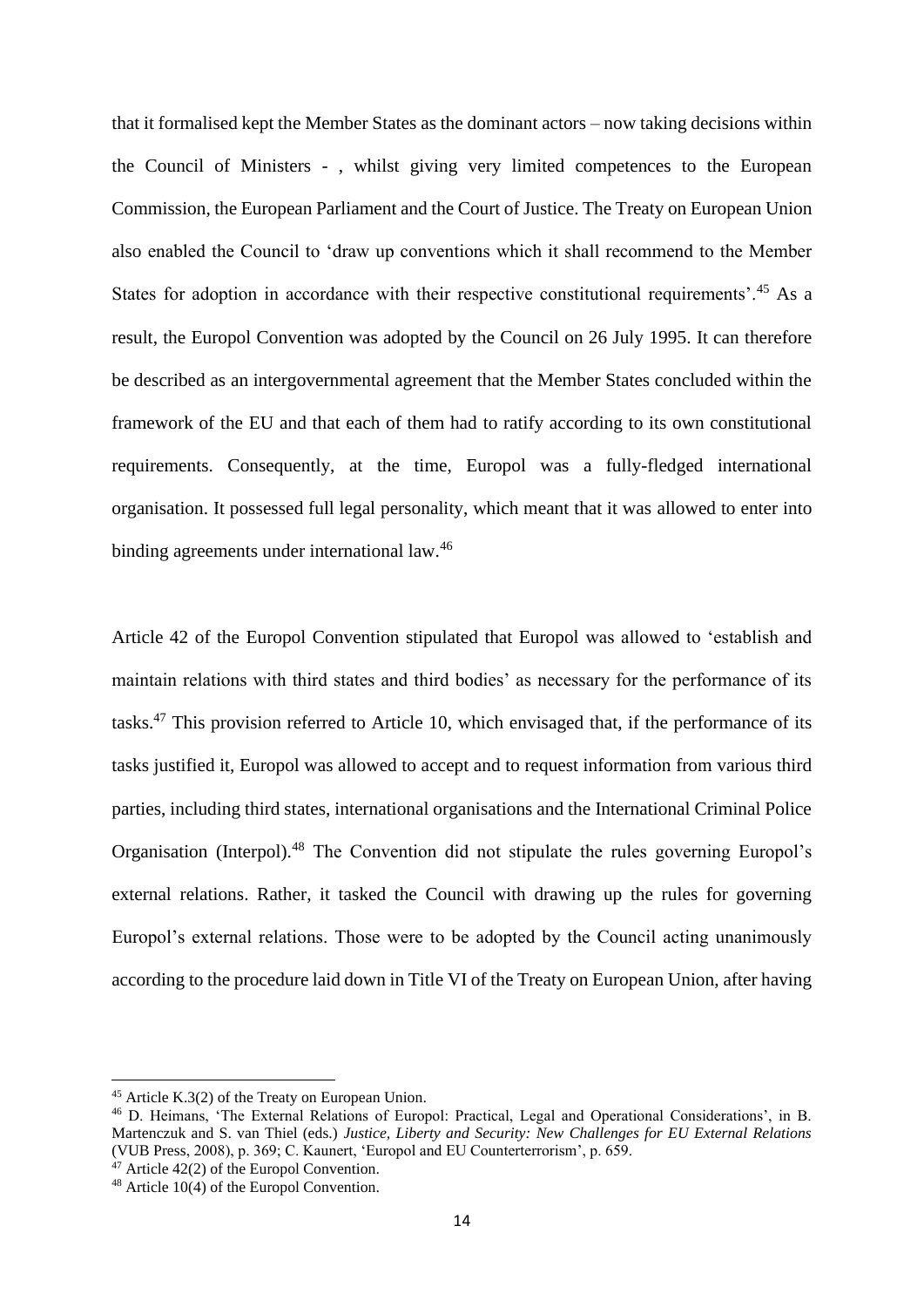that it formalised kept the Member States as the dominant actors – now taking decisions within the Council of Ministers - , whilst giving very limited competences to the European Commission, the European Parliament and the Court of Justice. The Treaty on European Union also enabled the Council to 'draw up conventions which it shall recommend to the Member States for adoption in accordance with their respective constitutional requirements'.[45] As a result, the Europol Convention was adopted by the Council on 26 July 1995. It can therefore be described as an intergovernmental agreement that the Member States concluded within the framework of the EU and that each of them had to ratify according to its own constitutional requirements. Consequently, at the time, Europol was a fully-fledged international organisation. It possessed full legal personality, which meant that it was allowed to enter into binding agreements under international law.[46]

Article 42 of the Europol Convention stipulated that Europol was allowed to 'establish and maintain relations with third states and third bodies' as necessary for the performance of its tasks.[47] This provision referred to Article 10, which envisaged that, if the performance of its tasks justified it, Europol was allowed to accept and to request information from various third parties, including third states, international organisations and the International Criminal Police Organisation (Interpol).[48] The Convention did not stipulate the rules governing Europol's external relations. Rather, it tasked the Council with drawing up the rules for governing Europol's external relations. Those were to be adopted by the Council acting unanimously according to the procedure laid down in Title VI of the Treaty on European Union, after having

[45] Article K.3(2) of the Treaty on European Union.

[46] D. Heimans, 'The External Relations of Europol: Practical, Legal and Operational Considerations', in B. Martenczuk and S. van Thiel (eds.) *Justice, Liberty and Security: New Challenges for EU External Relations* (VUB Press, 2008), p. 369; C. Kaunert, 'Europol and EU Counterterrorism', p. 659.

[47] Article 42(2) of the Europol Convention.

[48] Article 10(4) of the Europol Convention.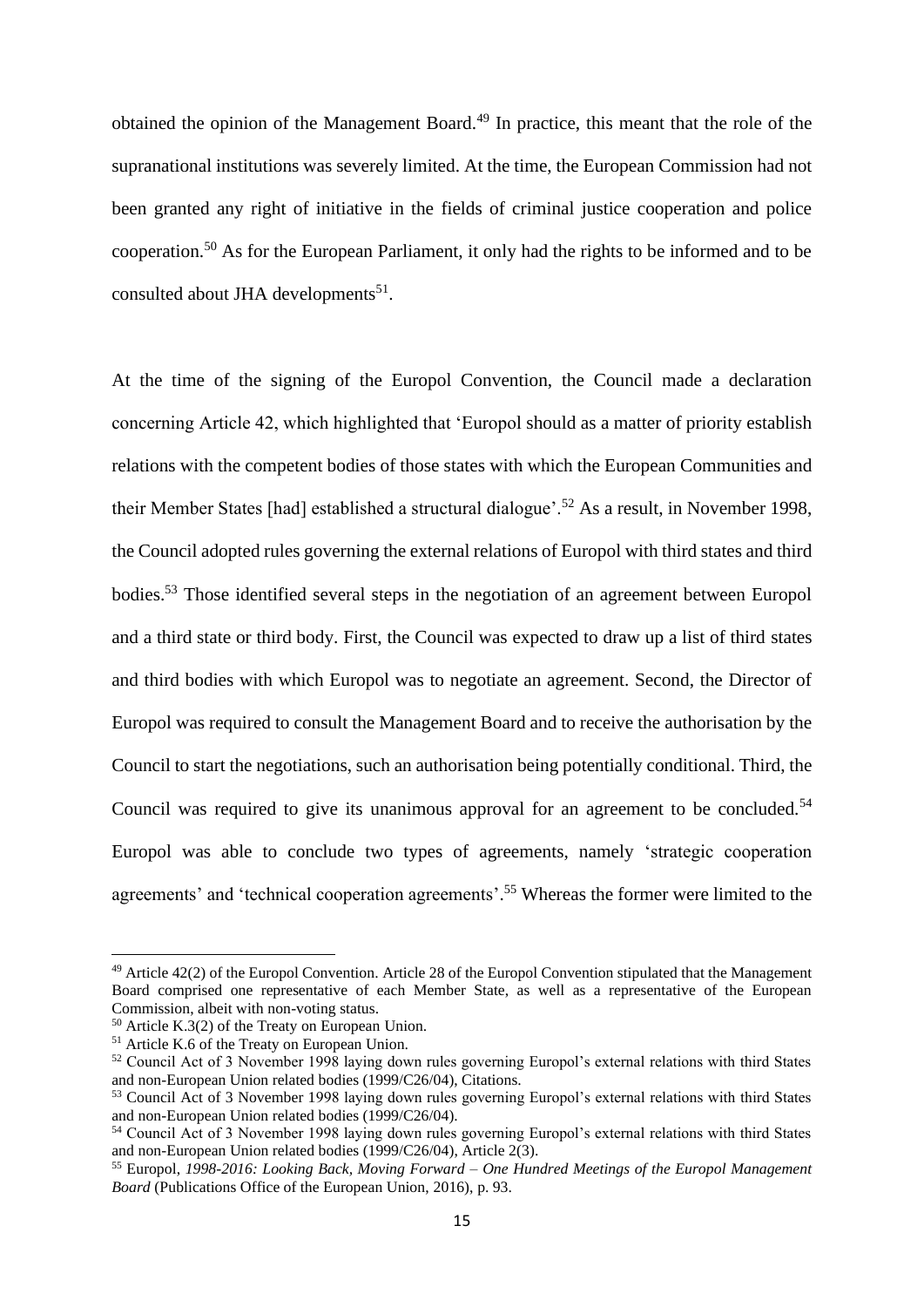obtained the opinion of the Management Board.[49] In practice, this meant that the role of the supranational institutions was severely limited. At the time, the European Commission had not been granted any right of initiative in the fields of criminal justice cooperation and police cooperation.[50] As for the European Parliament, it only had the rights to be informed and to be consulted about JHA developments[51].

At the time of the signing of the Europol Convention, the Council made a declaration concerning Article 42, which highlighted that 'Europol should as a matter of priority establish relations with the competent bodies of those states with which the European Communities and their Member States [had] established a structural dialogue'.[52] As a result, in November 1998, the Council adopted rules governing the external relations of Europol with third states and third bodies.[53] Those identified several steps in the negotiation of an agreement between Europol and a third state or third body. First, the Council was expected to draw up a list of third states and third bodies with which Europol was to negotiate an agreement. Second, the Director of Europol was required to consult the Management Board and to receive the authorisation by the Council to start the negotiations, such an authorisation being potentially conditional. Third, the Council was required to give its unanimous approval for an agreement to be concluded.[54] Europol was able to conclude two types of agreements, namely 'strategic cooperation agreements' and 'technical cooperation agreements'.[55] Whereas the former were limited to the

---

[49] Article 42(2) of the Europol Convention. Article 28 of the Europol Convention stipulated that the Management Board comprised one representative of each Member State, as well as a representative of the European Commission, albeit with non-voting status.

[50] Article K.3(2) of the Treaty on European Union.

[51] Article K.6 of the Treaty on European Union.

[52] Council Act of 3 November 1998 laying down rules governing Europol's external relations with third States and non-European Union related bodies (1999/C26/04), Citations.

[53] Council Act of 3 November 1998 laying down rules governing Europol's external relations with third States and non-European Union related bodies (1999/C26/04).

[54] Council Act of 3 November 1998 laying down rules governing Europol's external relations with third States and non-European Union related bodies (1999/C26/04), Article 2(3).

[55] Europol, *1998-2016: Looking Back, Moving Forward – One Hundred Meetings of the Europol Management Board* (Publications Office of the European Union, 2016), p. 93.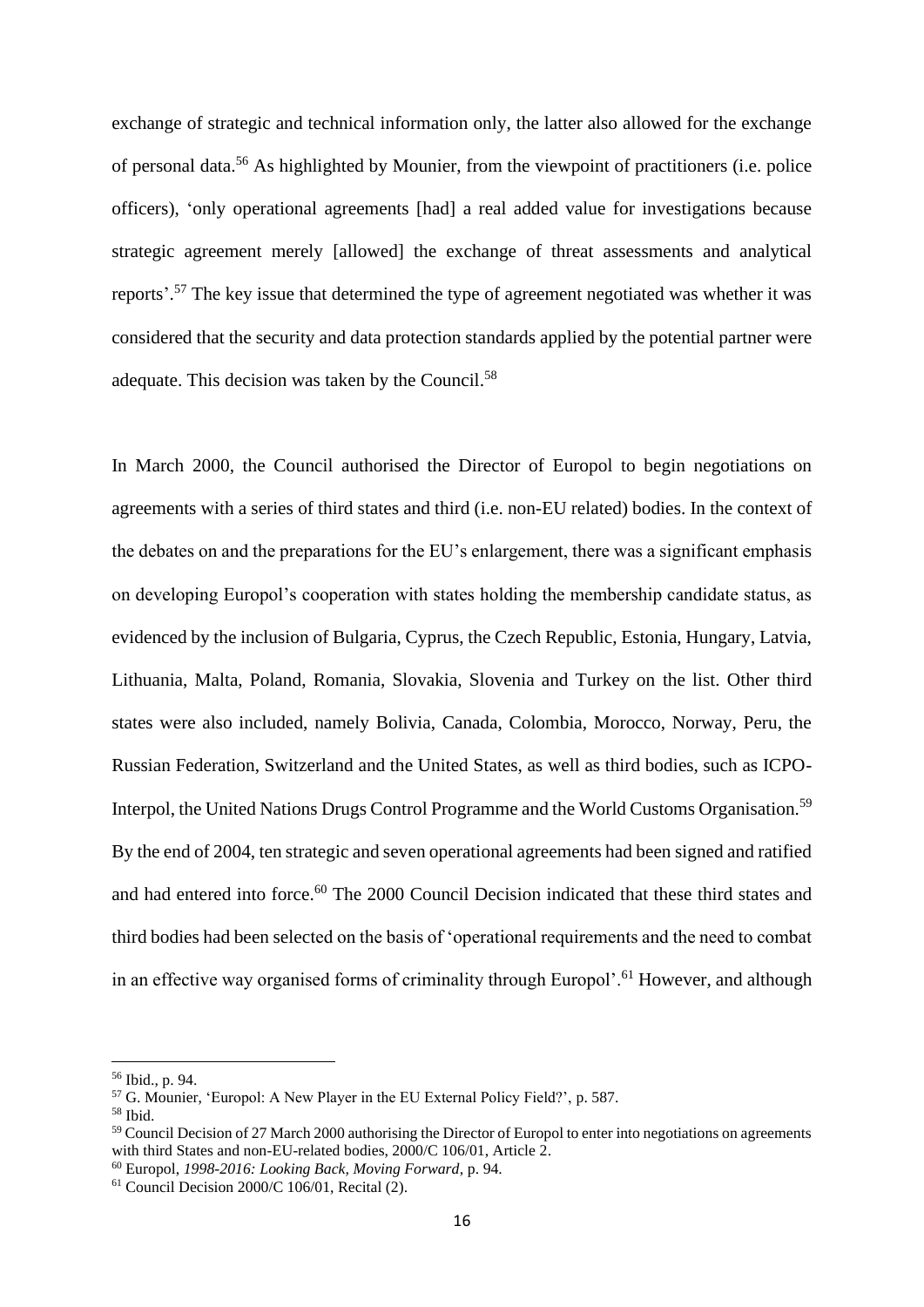exchange of strategic and technical information only, the latter also allowed for the exchange of personal data.[56] As highlighted by Mounier, from the viewpoint of practitioners (i.e. police officers), 'only operational agreements [had] a real added value for investigations because strategic agreement merely [allowed] the exchange of threat assessments and analytical reports'.[57] The key issue that determined the type of agreement negotiated was whether it was considered that the security and data protection standards applied by the potential partner were adequate. This decision was taken by the Council.[58]

In March 2000, the Council authorised the Director of Europol to begin negotiations on agreements with a series of third states and third (i.e. non-EU related) bodies. In the context of the debates on and the preparations for the EU's enlargement, there was a significant emphasis on developing Europol's cooperation with states holding the membership candidate status, as evidenced by the inclusion of Bulgaria, Cyprus, the Czech Republic, Estonia, Hungary, Latvia, Lithuania, Malta, Poland, Romania, Slovakia, Slovenia and Turkey on the list. Other third states were also included, namely Bolivia, Canada, Colombia, Morocco, Norway, Peru, the Russian Federation, Switzerland and the United States, as well as third bodies, such as ICPO-Interpol, the United Nations Drugs Control Programme and the World Customs Organisation.[59] By the end of 2004, ten strategic and seven operational agreements had been signed and ratified and had entered into force.[60] The 2000 Council Decision indicated that these third states and third bodies had been selected on the basis of 'operational requirements and the need to combat in an effective way organised forms of criminality through Europol'.[61] However, and although

[56] Ibid., p. 94.

[57] G. Mounier, 'Europol: A New Player in the EU External Policy Field?', p. 587.

[58] Ibid.

[59] Council Decision of 27 March 2000 authorising the Director of Europol to enter into negotiations on agreements with third States and non-EU-related bodies, 2000/C 106/01, Article 2.

[60] Europol, *1998-2016: Looking Back, Moving Forward*, p. 94.

[61] Council Decision 2000/C 106/01, Recital (2).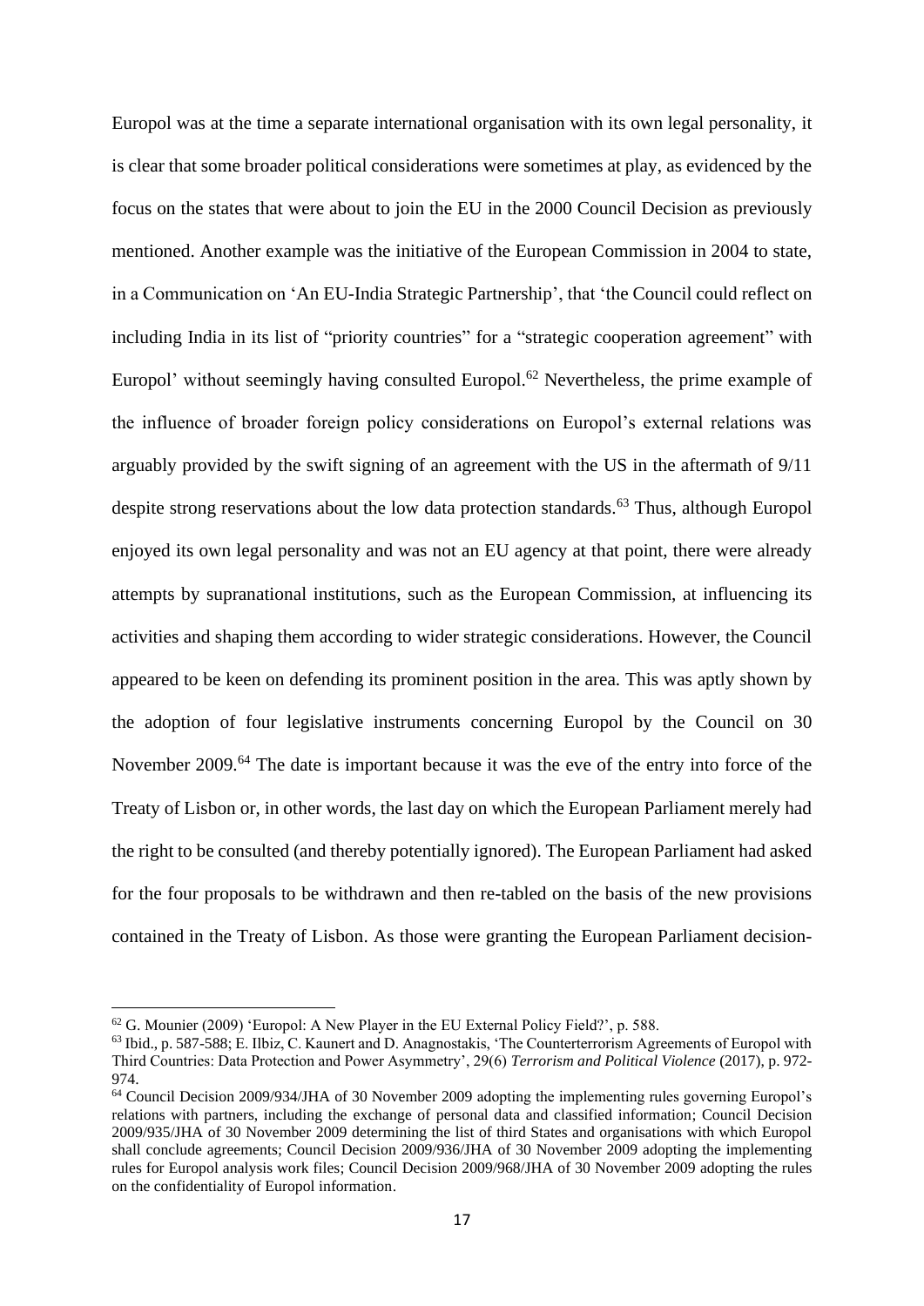Europol was at the time a separate international organisation with its own legal personality, it is clear that some broader political considerations were sometimes at play, as evidenced by the focus on the states that were about to join the EU in the 2000 Council Decision as previously mentioned. Another example was the initiative of the European Commission in 2004 to state, in a Communication on 'An EU-India Strategic Partnership', that 'the Council could reflect on including India in its list of "priority countries" for a "strategic cooperation agreement" with Europol' without seemingly having consulted Europol.[62] Nevertheless, the prime example of the influence of broader foreign policy considerations on Europol's external relations was arguably provided by the swift signing of an agreement with the US in the aftermath of 9/11 despite strong reservations about the low data protection standards.[63] Thus, although Europol enjoyed its own legal personality and was not an EU agency at that point, there were already attempts by supranational institutions, such as the European Commission, at influencing its activities and shaping them according to wider strategic considerations. However, the Council appeared to be keen on defending its prominent position in the area. This was aptly shown by the adoption of four legislative instruments concerning Europol by the Council on 30 November 2009.[64] The date is important because it was the eve of the entry into force of the Treaty of Lisbon or, in other words, the last day on which the European Parliament merely had the right to be consulted (and thereby potentially ignored). The European Parliament had asked for the four proposals to be withdrawn and then re-tabled on the basis of the new provisions contained in the Treaty of Lisbon. As those were granting the European Parliament decision-

[62] G. Mounier (2009) 'Europol: A New Player in the EU External Policy Field?', p. 588.

[63] Ibid., p. 587-588; E. Ilbiz, C. Kaunert and D. Anagnostakis, 'The Counterterrorism Agreements of Europol with Third Countries: Data Protection and Power Asymmetry', 29(6) *Terrorism and Political Violence* (2017), p. 972-974.

[64] Council Decision 2009/934/JHA of 30 November 2009 adopting the implementing rules governing Europol's relations with partners, including the exchange of personal data and classified information; Council Decision 2009/935/JHA of 30 November 2009 determining the list of third States and organisations with which Europol shall conclude agreements; Council Decision 2009/936/JHA of 30 November 2009 adopting the implementing rules for Europol analysis work files; Council Decision 2009/968/JHA of 30 November 2009 adopting the rules on the confidentiality of Europol information.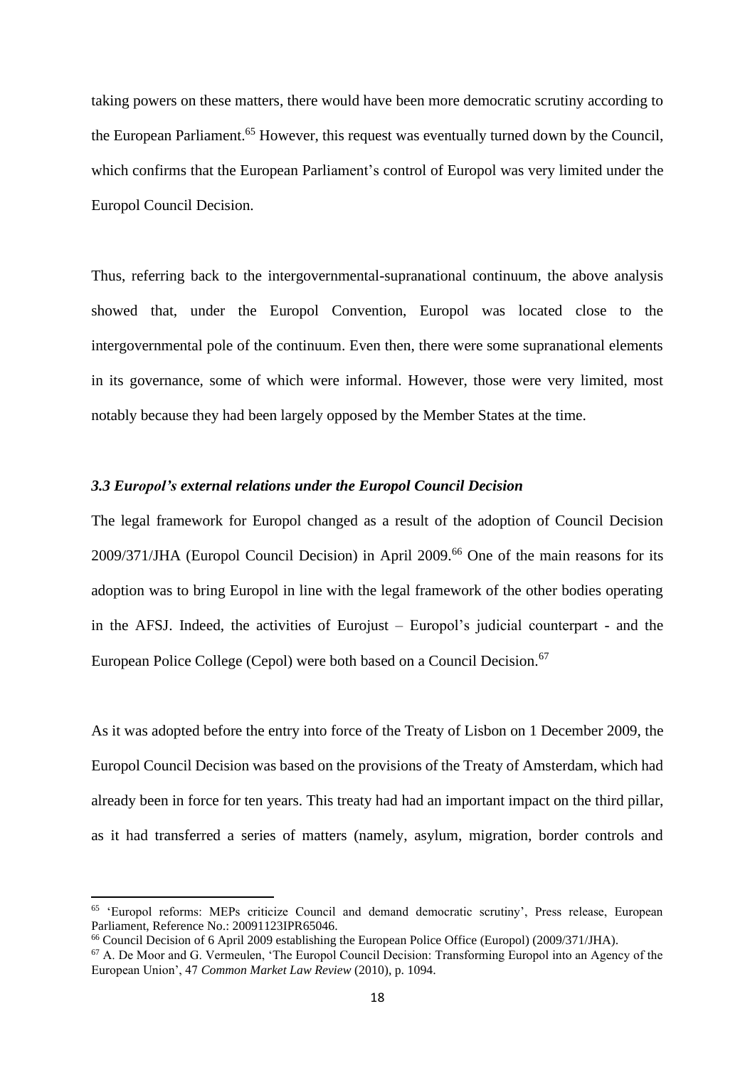taking powers on these matters, there would have been more democratic scrutiny according to the European Parliament.[65] However, this request was eventually turned down by the Council, which confirms that the European Parliament's control of Europol was very limited under the Europol Council Decision.

Thus, referring back to the intergovernmental-supranational continuum, the above analysis showed that, under the Europol Convention, Europol was located close to the intergovernmental pole of the continuum. Even then, there were some supranational elements in its governance, some of which were informal. However, those were very limited, most notably because they had been largely opposed by the Member States at the time.

### *3.3 Europol's external relations under the Europol Council Decision*

The legal framework for Europol changed as a result of the adoption of Council Decision 2009/371/JHA (Europol Council Decision) in April 2009.[66] One of the main reasons for its adoption was to bring Europol in line with the legal framework of the other bodies operating in the AFSJ. Indeed, the activities of Eurojust – Europol's judicial counterpart - and the European Police College (Cepol) were both based on a Council Decision.[67]

As it was adopted before the entry into force of the Treaty of Lisbon on 1 December 2009, the Europol Council Decision was based on the provisions of the Treaty of Amsterdam, which had already been in force for ten years. This treaty had had an important impact on the third pillar, as it had transferred a series of matters (namely, asylum, migration, border controls and

---

[65] 'Europol reforms: MEPs criticize Council and demand democratic scrutiny', Press release, European Parliament, Reference No.: 20091123IPR65046.

[66] Council Decision of 6 April 2009 establishing the European Police Office (Europol) (2009/371/JHA).

[67] A. De Moor and G. Vermeulen, 'The Europol Council Decision: Transforming Europol into an Agency of the European Union', 47 *Common Market Law Review* (2010), p. 1094.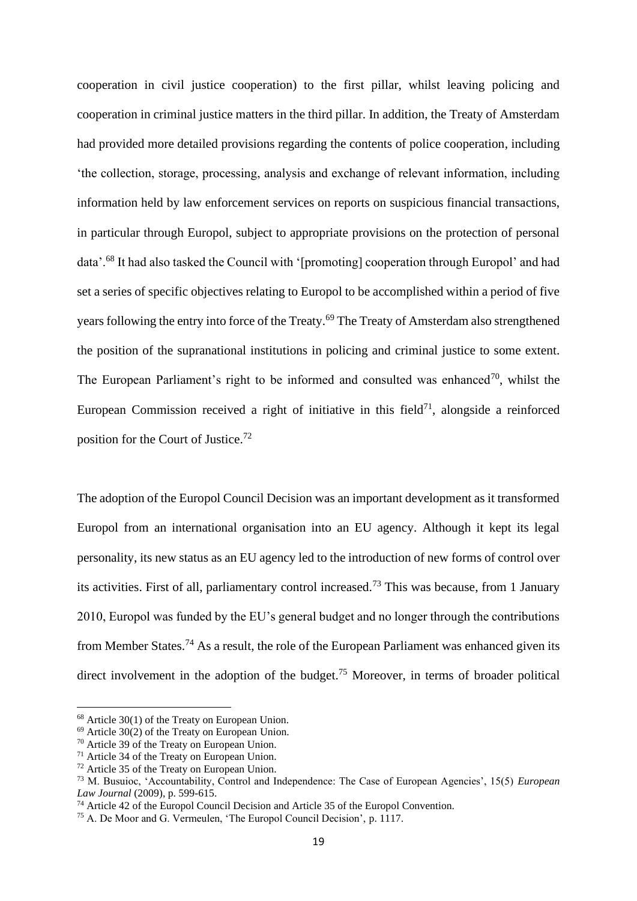cooperation in civil justice cooperation) to the first pillar, whilst leaving policing and cooperation in criminal justice matters in the third pillar. In addition, the Treaty of Amsterdam had provided more detailed provisions regarding the contents of police cooperation, including 'the collection, storage, processing, analysis and exchange of relevant information, including information held by law enforcement services on reports on suspicious financial transactions, in particular through Europol, subject to appropriate provisions on the protection of personal data'.[68] It had also tasked the Council with '[promoting] cooperation through Europol' and had set a series of specific objectives relating to Europol to be accomplished within a period of five years following the entry into force of the Treaty.[69] The Treaty of Amsterdam also strengthened the position of the supranational institutions in policing and criminal justice to some extent. The European Parliament's right to be informed and consulted was enhanced[70], whilst the European Commission received a right of initiative in this field[71], alongside a reinforced position for the Court of Justice.[72]

The adoption of the Europol Council Decision was an important development as it transformed Europol from an international organisation into an EU agency. Although it kept its legal personality, its new status as an EU agency led to the introduction of new forms of control over its activities. First of all, parliamentary control increased.[73] This was because, from 1 January 2010, Europol was funded by the EU's general budget and no longer through the contributions from Member States.[74] As a result, the role of the European Parliament was enhanced given its direct involvement in the adoption of the budget.[75] Moreover, in terms of broader political

---

[68] Article 30(1) of the Treaty on European Union.

[69] Article 30(2) of the Treaty on European Union.

[70] Article 39 of the Treaty on European Union.

[71] Article 34 of the Treaty on European Union.

[72] Article 35 of the Treaty on European Union.

[73] M. Busuioc, 'Accountability, Control and Independence: The Case of European Agencies', 15(5) *European Law Journal* (2009), p. 599-615.

[74] Article 42 of the Europol Council Decision and Article 35 of the Europol Convention.

[75] A. De Moor and G. Vermeulen, 'The Europol Council Decision', p. 1117.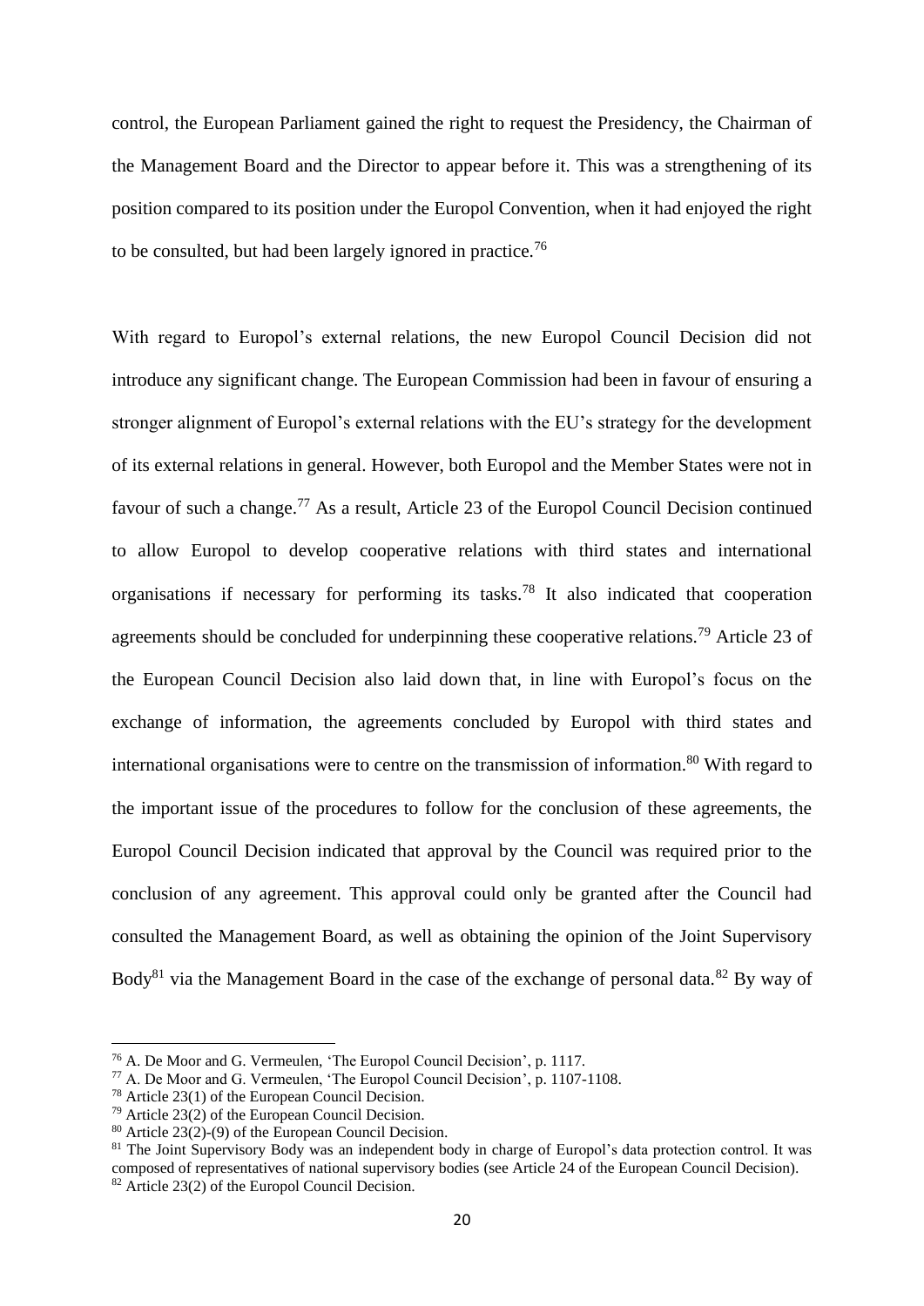control, the European Parliament gained the right to request the Presidency, the Chairman of the Management Board and the Director to appear before it. This was a strengthening of its position compared to its position under the Europol Convention, when it had enjoyed the right to be consulted, but had been largely ignored in practice.[76]

With regard to Europol's external relations, the new Europol Council Decision did not introduce any significant change. The European Commission had been in favour of ensuring a stronger alignment of Europol's external relations with the EU's strategy for the development of its external relations in general. However, both Europol and the Member States were not in favour of such a change.[77] As a result, Article 23 of the Europol Council Decision continued to allow Europol to develop cooperative relations with third states and international organisations if necessary for performing its tasks.[78] It also indicated that cooperation agreements should be concluded for underpinning these cooperative relations.[79] Article 23 of the European Council Decision also laid down that, in line with Europol's focus on the exchange of information, the agreements concluded by Europol with third states and international organisations were to centre on the transmission of information.[80] With regard to the important issue of the procedures to follow for the conclusion of these agreements, the Europol Council Decision indicated that approval by the Council was required prior to the conclusion of any agreement. This approval could only be granted after the Council had consulted the Management Board, as well as obtaining the opinion of the Joint Supervisory Body[81] via the Management Board in the case of the exchange of personal data.[82] By way of

[76] A. De Moor and G. Vermeulen, 'The Europol Council Decision', p. 1117.

[77] A. De Moor and G. Vermeulen, 'The Europol Council Decision', p. 1107-1108.

[78] Article 23(1) of the European Council Decision.

[79] Article 23(2) of the European Council Decision.

[80] Article 23(2)-(9) of the European Council Decision.

[81] The Joint Supervisory Body was an independent body in charge of Europol's data protection control. It was composed of representatives of national supervisory bodies (see Article 24 of the European Council Decision).

[82] Article 23(2) of the Europol Council Decision.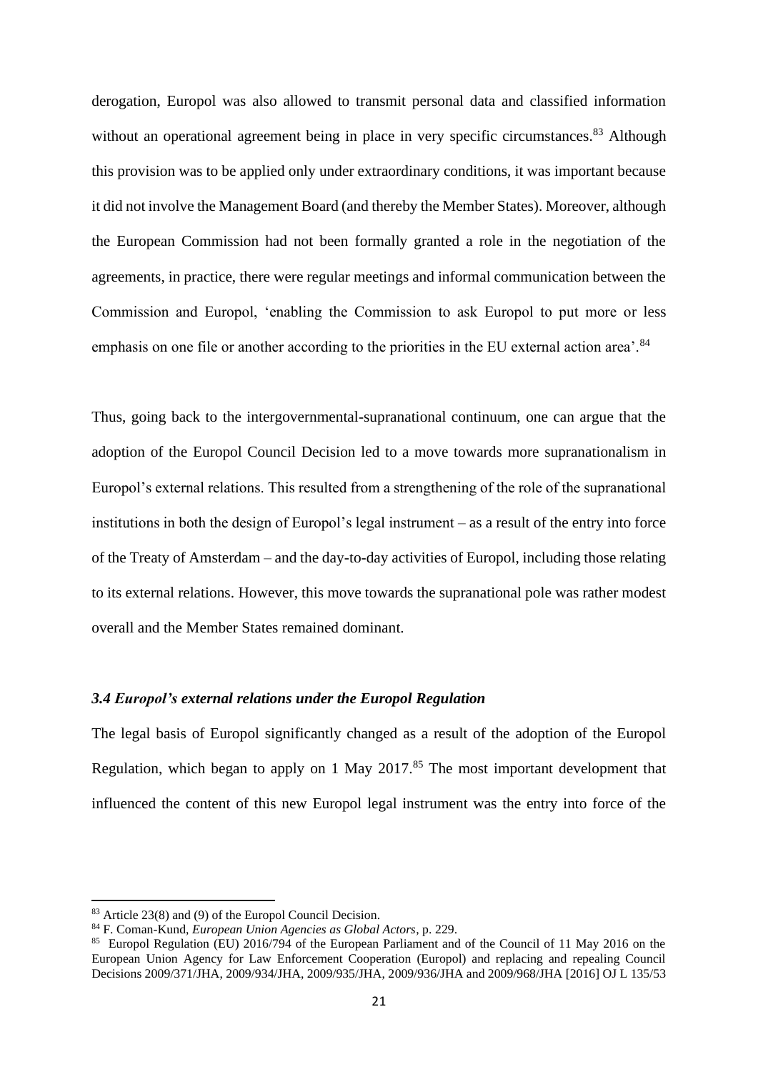derogation, Europol was also allowed to transmit personal data and classified information without an operational agreement being in place in very specific circumstances.[83] Although this provision was to be applied only under extraordinary conditions, it was important because it did not involve the Management Board (and thereby the Member States). Moreover, although the European Commission had not been formally granted a role in the negotiation of the agreements, in practice, there were regular meetings and informal communication between the Commission and Europol, 'enabling the Commission to ask Europol to put more or less emphasis on one file or another according to the priorities in the EU external action area'.[84]

Thus, going back to the intergovernmental-supranational continuum, one can argue that the adoption of the Europol Council Decision led to a move towards more supranationalism in Europol's external relations. This resulted from a strengthening of the role of the supranational institutions in both the design of Europol's legal instrument – as a result of the entry into force of the Treaty of Amsterdam – and the day-to-day activities of Europol, including those relating to its external relations. However, this move towards the supranational pole was rather modest overall and the Member States remained dominant.

### *3.4 Europol's external relations under the Europol Regulation*

The legal basis of Europol significantly changed as a result of the adoption of the Europol Regulation, which began to apply on 1 May 2017.[85] The most important development that influenced the content of this new Europol legal instrument was the entry into force of the

---

[83] Article 23(8) and (9) of the Europol Council Decision.

[84] F. Coman-Kund, *European Union Agencies as Global Actors*, p. 229.

[85] Europol Regulation (EU) 2016/794 of the European Parliament and of the Council of 11 May 2016 on the European Union Agency for Law Enforcement Cooperation (Europol) and replacing and repealing Council Decisions 2009/371/JHA, 2009/934/JHA, 2009/935/JHA, 2009/936/JHA and 2009/968/JHA [2016] OJ L 135/53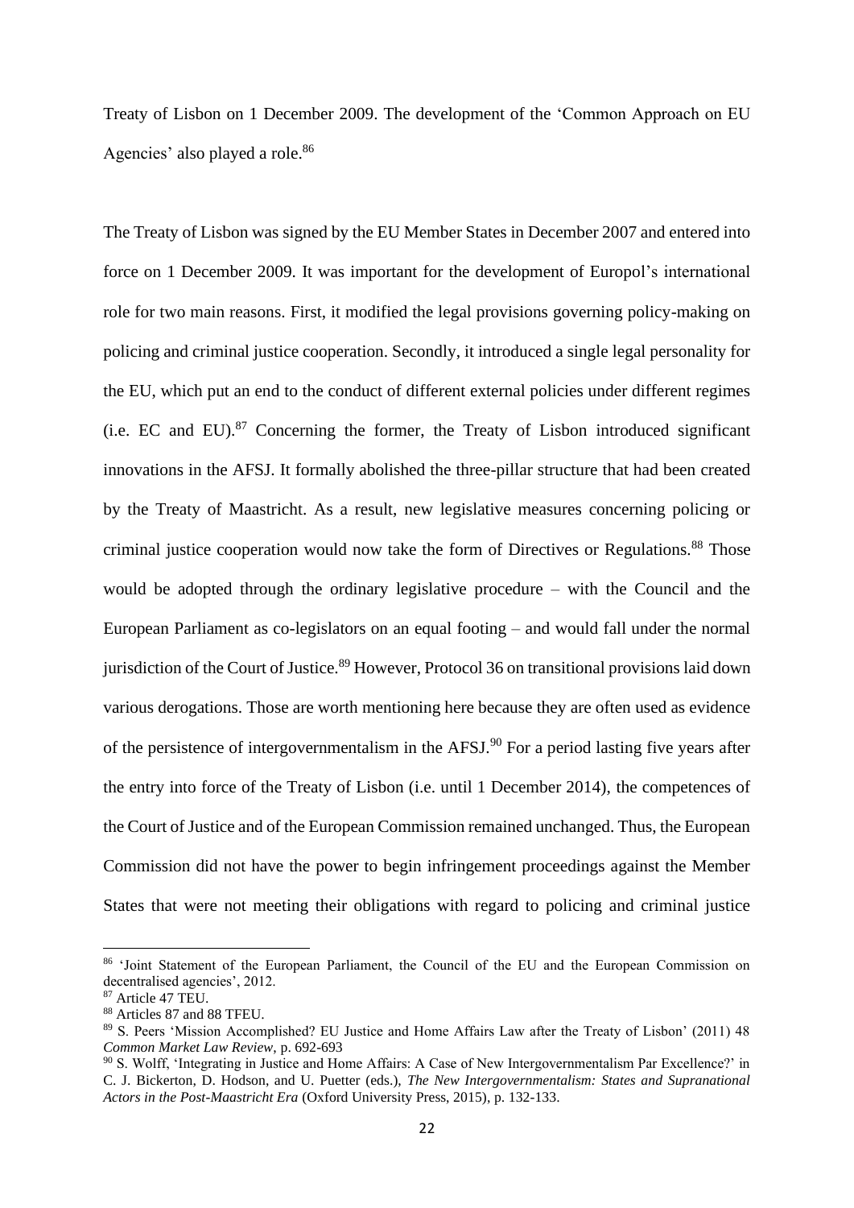Treaty of Lisbon on 1 December 2009. The development of the 'Common Approach on EU Agencies' also played a role.[86]

The Treaty of Lisbon was signed by the EU Member States in December 2007 and entered into force on 1 December 2009. It was important for the development of Europol's international role for two main reasons. First, it modified the legal provisions governing policy-making on policing and criminal justice cooperation. Secondly, it introduced a single legal personality for the EU, which put an end to the conduct of different external policies under different regimes (i.e. EC and EU).[87] Concerning the former, the Treaty of Lisbon introduced significant innovations in the AFSJ. It formally abolished the three-pillar structure that had been created by the Treaty of Maastricht. As a result, new legislative measures concerning policing or criminal justice cooperation would now take the form of Directives or Regulations.[88] Those would be adopted through the ordinary legislative procedure – with the Council and the European Parliament as co-legislators on an equal footing – and would fall under the normal jurisdiction of the Court of Justice.[89] However, Protocol 36 on transitional provisions laid down various derogations. Those are worth mentioning here because they are often used as evidence of the persistence of intergovernmentalism in the AFSJ.[90] For a period lasting five years after the entry into force of the Treaty of Lisbon (i.e. until 1 December 2014), the competences of the Court of Justice and of the European Commission remained unchanged. Thus, the European Commission did not have the power to begin infringement proceedings against the Member States that were not meeting their obligations with regard to policing and criminal justice

---

[86] 'Joint Statement of the European Parliament, the Council of the EU and the European Commission on decentralised agencies', 2012.

[87] Article 47 TEU.

[88] Articles 87 and 88 TFEU.

[89] S. Peers 'Mission Accomplished? EU Justice and Home Affairs Law after the Treaty of Lisbon' (2011) 48 *Common Market Law Review*, p. 692-693

[90] S. Wolff, 'Integrating in Justice and Home Affairs: A Case of New Intergovernmentalism Par Excellence?' in C. J. Bickerton, D. Hodson, and U. Puetter (eds.), *The New Intergovernmentalism: States and Supranational Actors in the Post-Maastricht Era* (Oxford University Press, 2015), p. 132-133.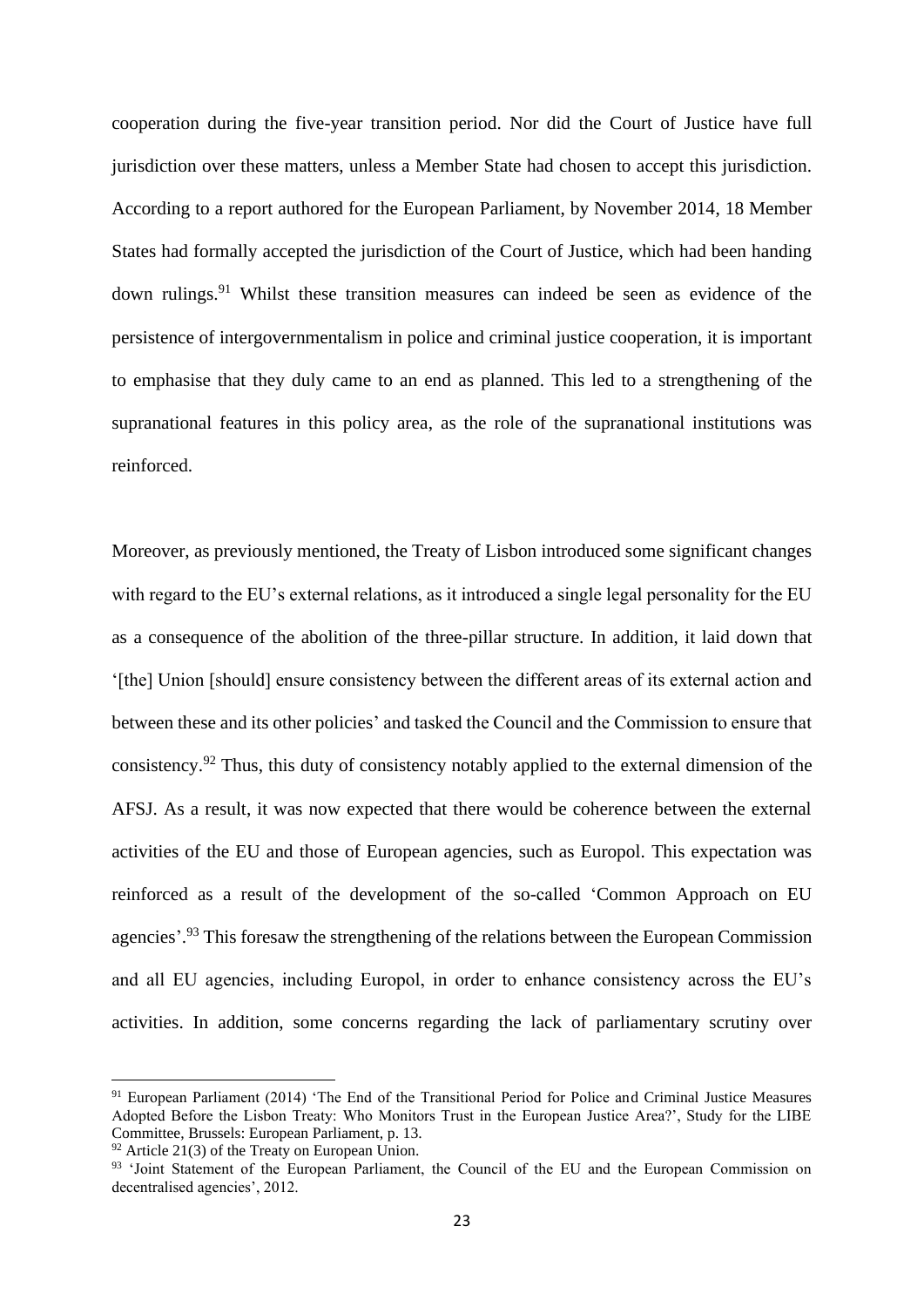cooperation during the five-year transition period. Nor did the Court of Justice have full jurisdiction over these matters, unless a Member State had chosen to accept this jurisdiction. According to a report authored for the European Parliament, by November 2014, 18 Member States had formally accepted the jurisdiction of the Court of Justice, which had been handing down rulings.[91] Whilst these transition measures can indeed be seen as evidence of the persistence of intergovernmentalism in police and criminal justice cooperation, it is important to emphasise that they duly came to an end as planned. This led to a strengthening of the supranational features in this policy area, as the role of the supranational institutions was reinforced.

Moreover, as previously mentioned, the Treaty of Lisbon introduced some significant changes with regard to the EU's external relations, as it introduced a single legal personality for the EU as a consequence of the abolition of the three-pillar structure. In addition, it laid down that '[the] Union [should] ensure consistency between the different areas of its external action and between these and its other policies' and tasked the Council and the Commission to ensure that consistency.[92] Thus, this duty of consistency notably applied to the external dimension of the AFSJ. As a result, it was now expected that there would be coherence between the external activities of the EU and those of European agencies, such as Europol. This expectation was reinforced as a result of the development of the so-called 'Common Approach on EU agencies'.[93] This foresaw the strengthening of the relations between the European Commission and all EU agencies, including Europol, in order to enhance consistency across the EU's activities. In addition, some concerns regarding the lack of parliamentary scrutiny over

[91] European Parliament (2014) 'The End of the Transitional Period for Police and Criminal Justice Measures Adopted Before the Lisbon Treaty: Who Monitors Trust in the European Justice Area?', Study for the LIBE Committee, Brussels: European Parliament, p. 13.

[92] Article 21(3) of the Treaty on European Union.

[93] 'Joint Statement of the European Parliament, the Council of the EU and the European Commission on decentralised agencies', 2012.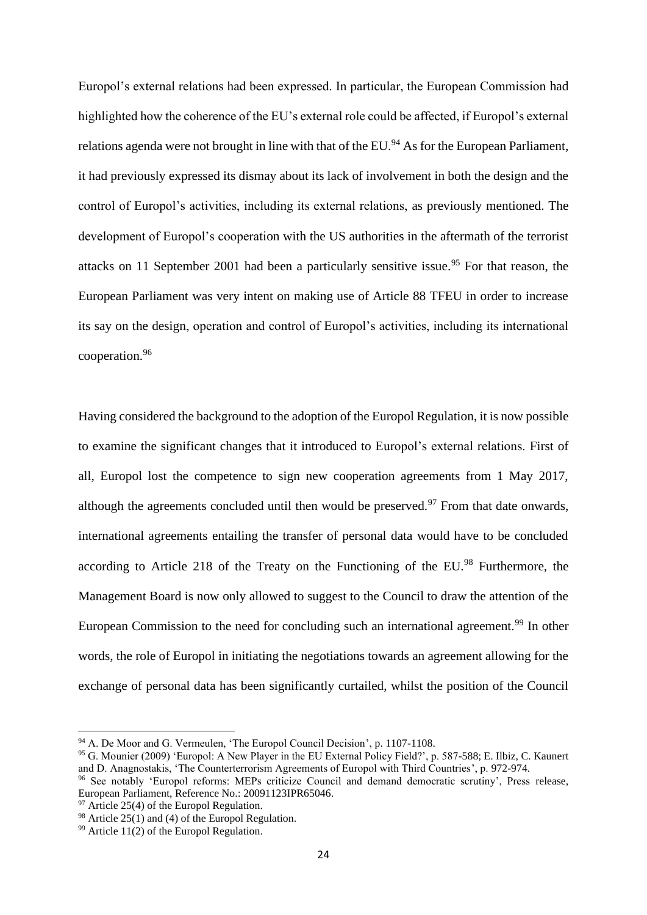Europol's external relations had been expressed. In particular, the European Commission had highlighted how the coherence of the EU's external role could be affected, if Europol's external relations agenda were not brought in line with that of the EU.[94] As for the European Parliament, it had previously expressed its dismay about its lack of involvement in both the design and the control of Europol's activities, including its external relations, as previously mentioned. The development of Europol's cooperation with the US authorities in the aftermath of the terrorist attacks on 11 September 2001 had been a particularly sensitive issue.[95] For that reason, the European Parliament was very intent on making use of Article 88 TFEU in order to increase its say on the design, operation and control of Europol's activities, including its international cooperation.[96]

Having considered the background to the adoption of the Europol Regulation, it is now possible to examine the significant changes that it introduced to Europol's external relations. First of all, Europol lost the competence to sign new cooperation agreements from 1 May 2017, although the agreements concluded until then would be preserved.[97] From that date onwards, international agreements entailing the transfer of personal data would have to be concluded according to Article 218 of the Treaty on the Functioning of the EU.[98] Furthermore, the Management Board is now only allowed to suggest to the Council to draw the attention of the European Commission to the need for concluding such an international agreement.[99] In other words, the role of Europol in initiating the negotiations towards an agreement allowing for the exchange of personal data has been significantly curtailed, whilst the position of the Council

---

[94] A. De Moor and G. Vermeulen, 'The Europol Council Decision', p. 1107-1108.

[95] G. Mounier (2009) 'Europol: A New Player in the EU External Policy Field?', p. 587-588; E. Ilbiz, C. Kaunert and D. Anagnostakis, 'The Counterterrorism Agreements of Europol with Third Countries', p. 972-974.

[96] See notably 'Europol reforms: MEPs criticize Council and demand democratic scrutiny', Press release, European Parliament, Reference No.: 20091123IPR65046.

[97] Article 25(4) of the Europol Regulation.

[98] Article 25(1) and (4) of the Europol Regulation.

[99] Article 11(2) of the Europol Regulation.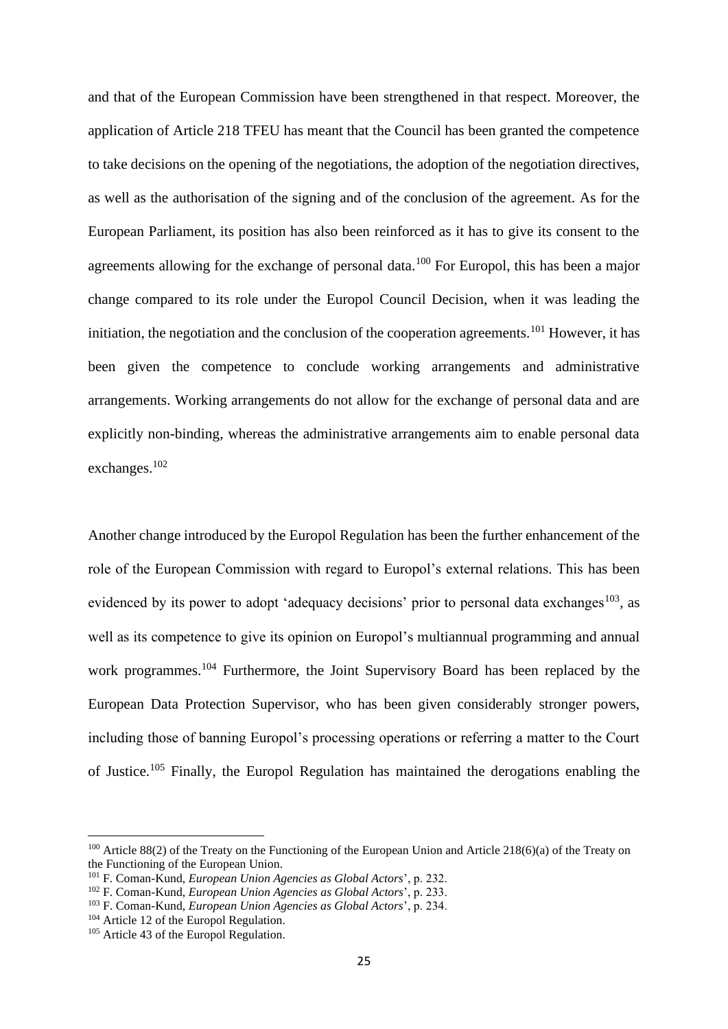and that of the European Commission have been strengthened in that respect. Moreover, the application of Article 218 TFEU has meant that the Council has been granted the competence to take decisions on the opening of the negotiations, the adoption of the negotiation directives, as well as the authorisation of the signing and of the conclusion of the agreement. As for the European Parliament, its position has also been reinforced as it has to give its consent to the agreements allowing for the exchange of personal data.[100] For Europol, this has been a major change compared to its role under the Europol Council Decision, when it was leading the initiation, the negotiation and the conclusion of the cooperation agreements.[101] However, it has been given the competence to conclude working arrangements and administrative arrangements. Working arrangements do not allow for the exchange of personal data and are explicitly non-binding, whereas the administrative arrangements aim to enable personal data exchanges.[102]

Another change introduced by the Europol Regulation has been the further enhancement of the role of the European Commission with regard to Europol's external relations. This has been evidenced by its power to adopt 'adequacy decisions' prior to personal data exchanges[103], as well as its competence to give its opinion on Europol's multiannual programming and annual work programmes.[104] Furthermore, the Joint Supervisory Board has been replaced by the European Data Protection Supervisor, who has been given considerably stronger powers, including those of banning Europol's processing operations or referring a matter to the Court of Justice.[105] Finally, the Europol Regulation has maintained the derogations enabling the

[100] Article 88(2) of the Treaty on the Functioning of the European Union and Article 218(6)(a) of the Treaty on the Functioning of the European Union.

[101] F. Coman-Kund, *European Union Agencies as Global Actors*', p. 232.

[102] F. Coman-Kund, *European Union Agencies as Global Actors*', p. 233.

[103] F. Coman-Kund, *European Union Agencies as Global Actors*', p. 234.

[104] Article 12 of the Europol Regulation.

[105] Article 43 of the Europol Regulation.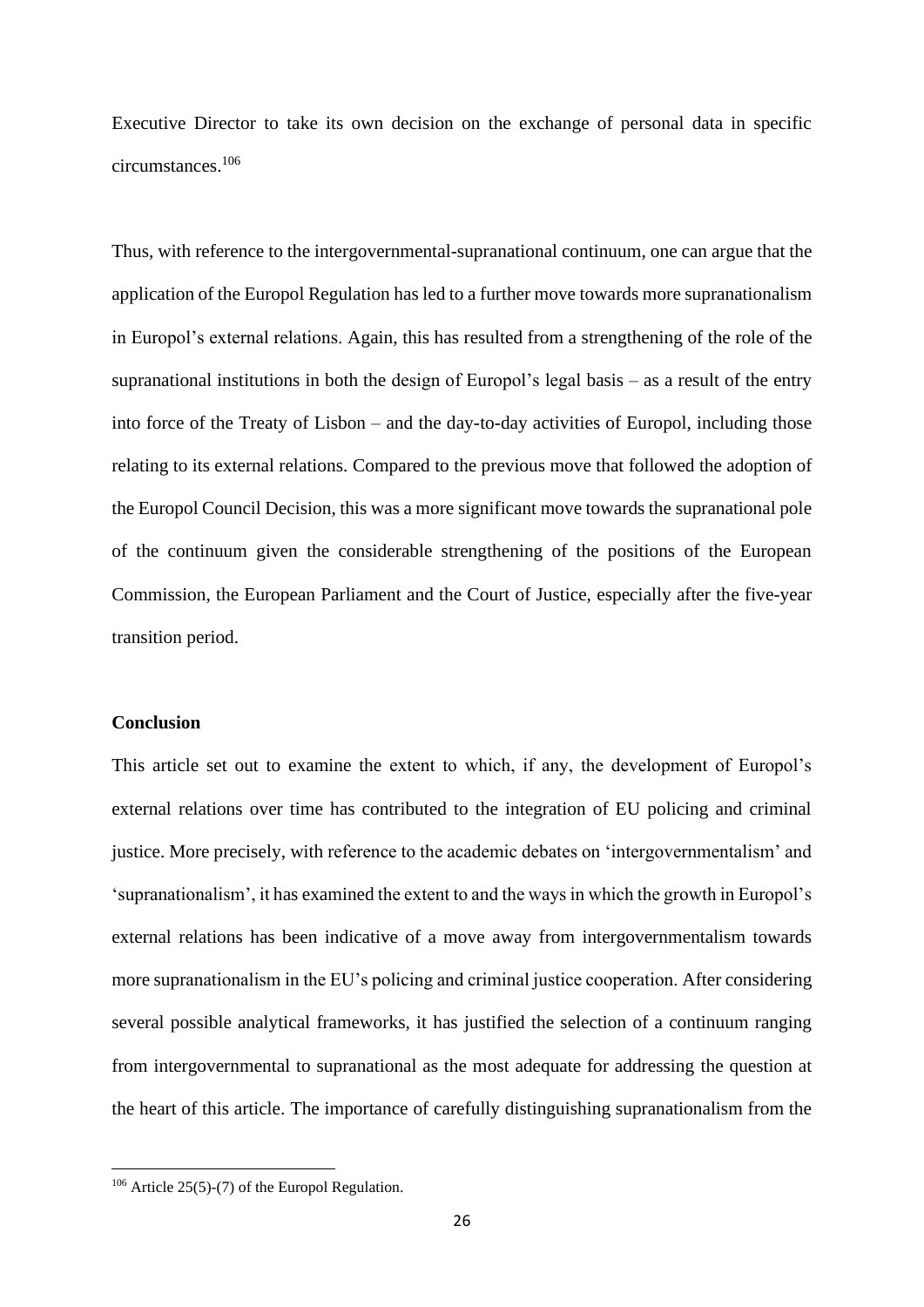Executive Director to take its own decision on the exchange of personal data in specific circumstances.[106]

Thus, with reference to the intergovernmental-supranational continuum, one can argue that the application of the Europol Regulation has led to a further move towards more supranationalism in Europol's external relations. Again, this has resulted from a strengthening of the role of the supranational institutions in both the design of Europol's legal basis – as a result of the entry into force of the Treaty of Lisbon – and the day-to-day activities of Europol, including those relating to its external relations. Compared to the previous move that followed the adoption of the Europol Council Decision, this was a more significant move towards the supranational pole of the continuum given the considerable strengthening of the positions of the European Commission, the European Parliament and the Court of Justice, especially after the five-year transition period.

**Conclusion**

This article set out to examine the extent to which, if any, the development of Europol's external relations over time has contributed to the integration of EU policing and criminal justice. More precisely, with reference to the academic debates on 'intergovernmentalism' and 'supranationalism', it has examined the extent to and the ways in which the growth in Europol's external relations has been indicative of a move away from intergovernmentalism towards more supranationalism in the EU's policing and criminal justice cooperation. After considering several possible analytical frameworks, it has justified the selection of a continuum ranging from intergovernmental to supranational as the most adequate for addressing the question at the heart of this article. The importance of carefully distinguishing supranationalism from the

[106] Article 25(5)-(7) of the Europol Regulation.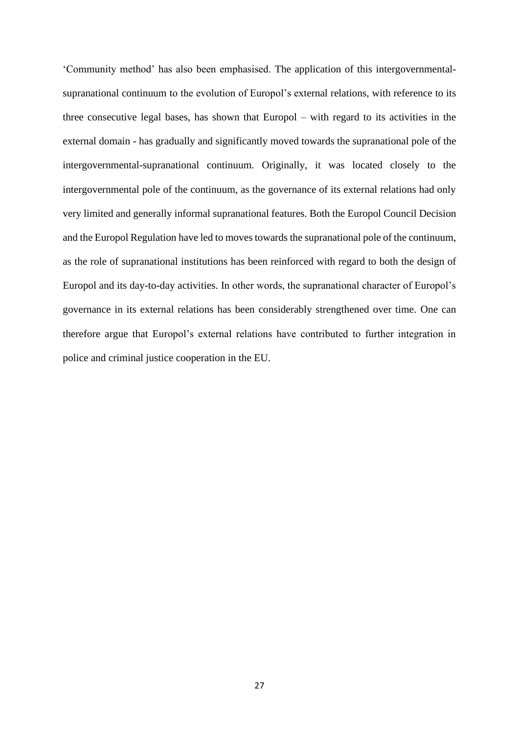'Community method' has also been emphasised. The application of this intergovernmental-supranational continuum to the evolution of Europol's external relations, with reference to its three consecutive legal bases, has shown that Europol – with regard to its activities in the external domain - has gradually and significantly moved towards the supranational pole of the intergovernmental-supranational continuum. Originally, it was located closely to the intergovernmental pole of the continuum, as the governance of its external relations had only very limited and generally informal supranational features. Both the Europol Council Decision and the Europol Regulation have led to moves towards the supranational pole of the continuum, as the role of supranational institutions has been reinforced with regard to both the design of Europol and its day-to-day activities. In other words, the supranational character of Europol's governance in its external relations has been considerably strengthened over time. One can therefore argue that Europol's external relations have contributed to further integration in police and criminal justice cooperation in the EU.